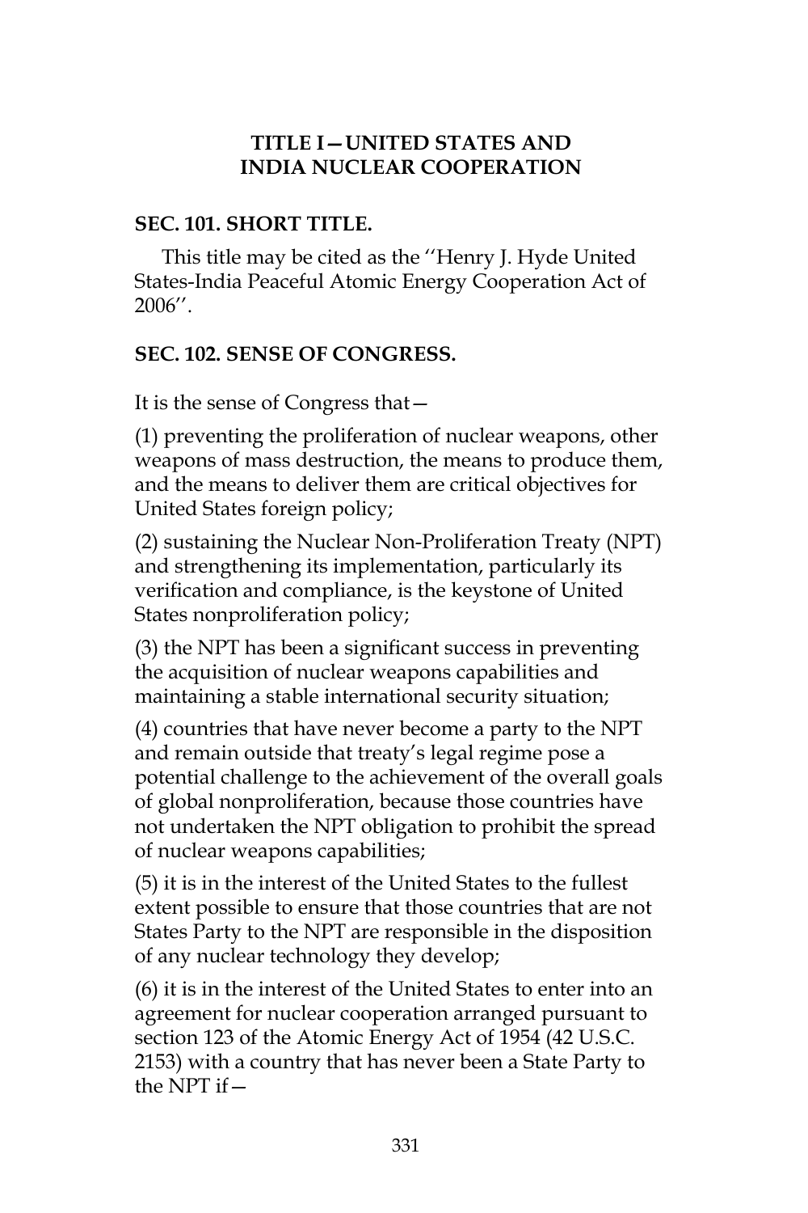## TITLE I—UNITED STATES AND INDIA NUCLEAR COOPERATION

### SEC. 101. SHORT TITLE.

This title may be cited as the ''Henry J. Hyde United States-India Peaceful Atomic Energy Cooperation Act of 2006''.

### SEC. 102. SENSE OF CONGRESS.

It is the sense of Congress that—

(1) preventing the proliferation of nuclear weapons, other weapons of mass destruction, the means to produce them, and the means to deliver them are critical objectives for United States foreign policy;

(2) sustaining the Nuclear Non-Proliferation Treaty (NPT) and strengthening its implementation, particularly its verification and compliance, is the keystone of United States nonproliferation policy;

(3) the NPT has been a significant success in preventing the acquisition of nuclear weapons capabilities and maintaining a stable international security situation;

(4) countries that have never become a party to the NPT and remain outside that treaty's legal regime pose a potential challenge to the achievement of the overall goals of global nonproliferation, because those countries have not undertaken the NPT obligation to prohibit the spread of nuclear weapons capabilities;

(5) it is in the interest of the United States to the fullest extent possible to ensure that those countries that are not States Party to the NPT are responsible in the disposition of any nuclear technology they develop;

(6) it is in the interest of the United States to enter into an agreement for nuclear cooperation arranged pursuant to section 123 of the Atomic Energy Act of 1954 (42 U.S.C. 2153) with a country that has never been a State Party to the NPT if—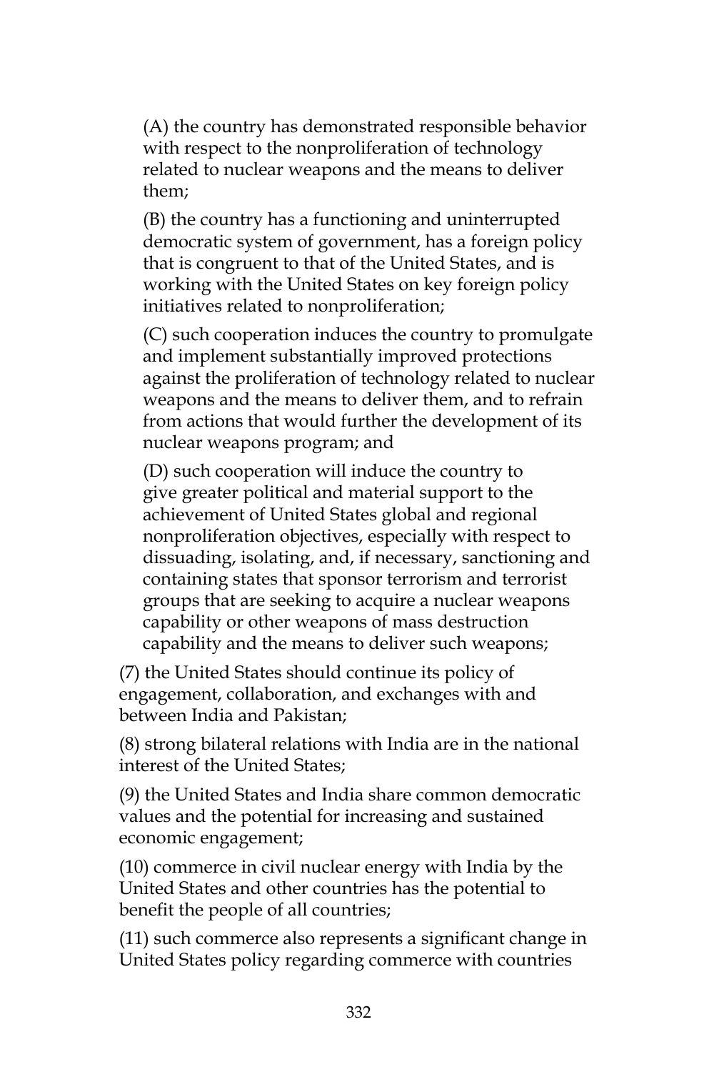(A) the country has demonstrated responsible behavior with respect to the nonproliferation of technology related to nuclear weapons and the means to deliver them;

(B) the country has a functioning and uninterrupted democratic system of government, has a foreign policy that is congruent to that of the United States, and is working with the United States on key foreign policy initiatives related to nonproliferation;

(C) such cooperation induces the country to promulgate and implement substantially improved protections against the proliferation of technology related to nuclear weapons and the means to deliver them, and to refrain from actions that would further the development of its nuclear weapons program; and

(D) such cooperation will induce the country to give greater political and material support to the achievement of United States global and regional nonproliferation objectives, especially with respect to dissuading, isolating, and, if necessary, sanctioning and containing states that sponsor terrorism and terrorist groups that are seeking to acquire a nuclear weapons capability or other weapons of mass destruction capability and the means to deliver such weapons;

(7) the United States should continue its policy of engagement, collaboration, and exchanges with and between India and Pakistan;

(8) strong bilateral relations with India are in the national interest of the United States;

(9) the United States and India share common democratic values and the potential for increasing and sustained economic engagement;

(10) commerce in civil nuclear energy with India by the United States and other countries has the potential to benefit the people of all countries;

(11) such commerce also represents a significant change in United States policy regarding commerce with countries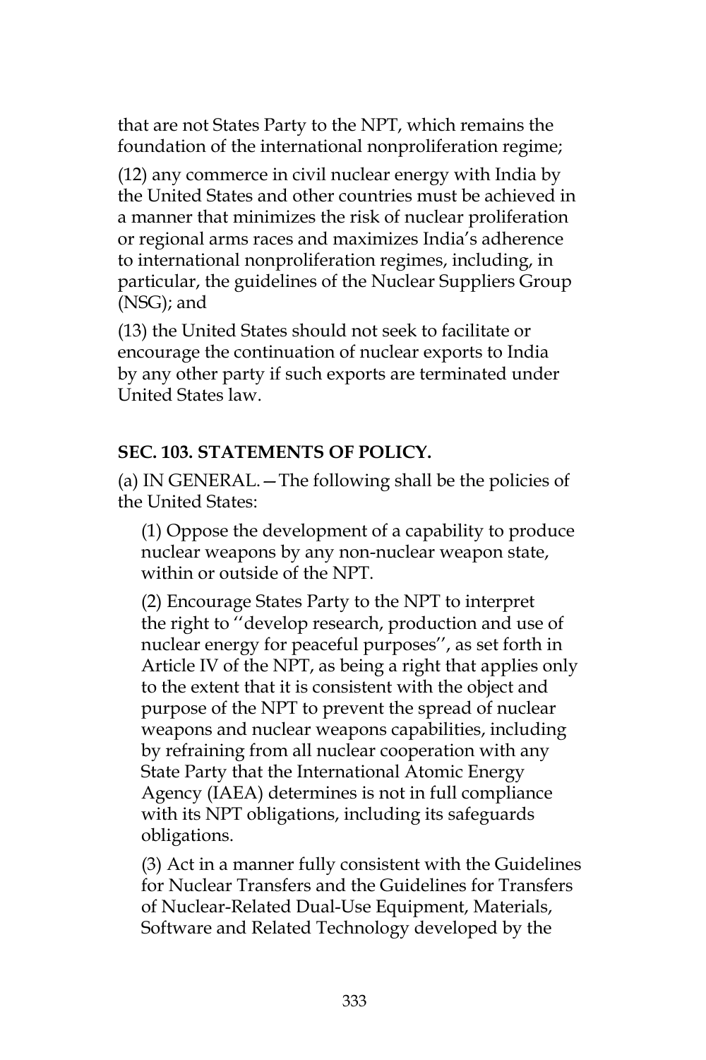that are not States Party to the NPT, which remains the foundation of the international nonproliferation regime;

(12) any commerce in civil nuclear energy with India by the United States and other countries must be achieved in a manner that minimizes the risk of nuclear proliferation or regional arms races and maximizes India's adherence to international nonproliferation regimes, including, in particular, the guidelines of the Nuclear Suppliers Group (NSG); and

(13) the United States should not seek to facilitate or encourage the continuation of nuclear exports to India by any other party if such exports are terminated under United States law.

**SEC. 103. STATEMENTS OF POLICY.**

(a) IN GENERAL.—The following shall be the policies of the United States:

(1) Oppose the development of a capability to produce nuclear weapons by any non-nuclear weapon state, within or outside of the NPT.

(2) Encourage States Party to the NPT to interpret the right to ''develop research, production and use of nuclear energy for peaceful purposes'', as set forth in Article IV of the NPT, as being a right that applies only to the extent that it is consistent with the object and purpose of the NPT to prevent the spread of nuclear weapons and nuclear weapons capabilities, including by refraining from all nuclear cooperation with any State Party that the International Atomic Energy Agency (IAEA) determines is not in full compliance with its NPT obligations, including its safeguards obligations.

(3) Act in a manner fully consistent with the Guidelines for Nuclear Transfers and the Guidelines for Transfers of Nuclear-Related Dual-Use Equipment, Materials, Software and Related Technology developed by the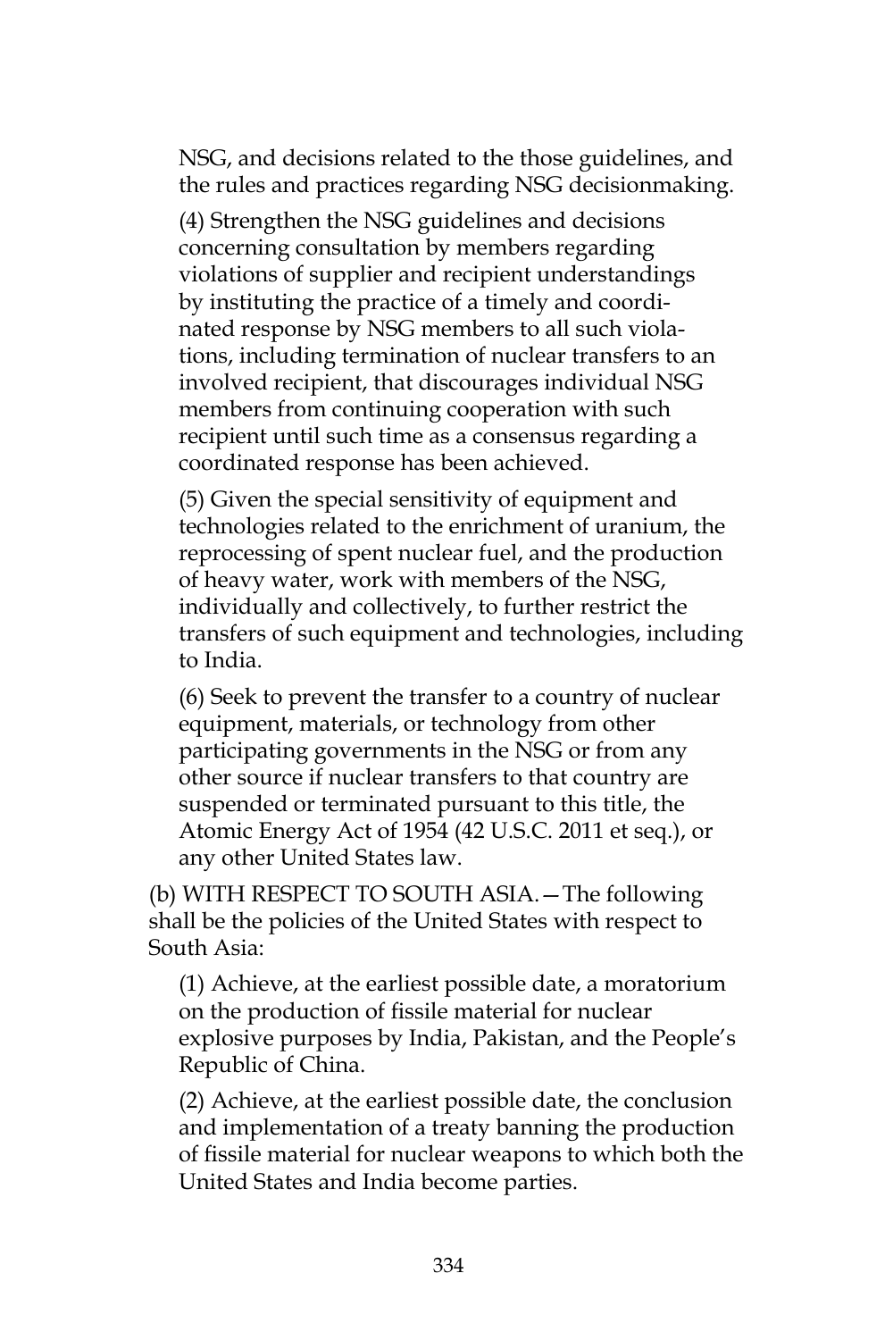NSG, and decisions related to the those guidelines, and the rules and practices regarding NSG decisionmaking.

(4) Strengthen the NSG guidelines and decisions concerning consultation by members regarding violations of supplier and recipient understandings by instituting the practice of a timely and coordinated response by NSG members to all such violations, including termination of nuclear transfers to an involved recipient, that discourages individual NSG members from continuing cooperation with such recipient until such time as a consensus regarding a coordinated response has been achieved.

(5) Given the special sensitivity of equipment and technologies related to the enrichment of uranium, the reprocessing of spent nuclear fuel, and the production of heavy water, work with members of the NSG, individually and collectively, to further restrict the transfers of such equipment and technologies, including to India.

(6) Seek to prevent the transfer to a country of nuclear equipment, materials, or technology from other participating governments in the NSG or from any other source if nuclear transfers to that country are suspended or terminated pursuant to this title, the Atomic Energy Act of 1954 (42 U.S.C. 2011 et seq.), or any other United States law.

(b) WITH RESPECT TO SOUTH ASIA.—The following shall be the policies of the United States with respect to South Asia:

(1) Achieve, at the earliest possible date, a moratorium on the production of fissile material for nuclear explosive purposes by India, Pakistan, and the People's Republic of China.

(2) Achieve, at the earliest possible date, the conclusion and implementation of a treaty banning the production of fissile material for nuclear weapons to which both the United States and India become parties.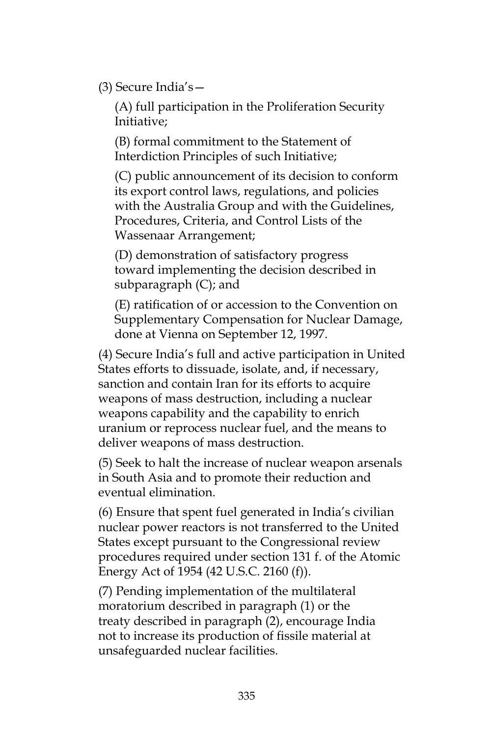(3) Secure India's—

(A) full participation in the Proliferation Security Initiative;

(B) formal commitment to the Statement of Interdiction Principles of such Initiative;

(C) public announcement of its decision to conform its export control laws, regulations, and policies with the Australia Group and with the Guidelines, Procedures, Criteria, and Control Lists of the Wassenaar Arrangement;

(D) demonstration of satisfactory progress toward implementing the decision described in subparagraph (C); and

(E) ratification of or accession to the Convention on Supplementary Compensation for Nuclear Damage, done at Vienna on September 12, 1997.

(4) Secure India's full and active participation in United States efforts to dissuade, isolate, and, if necessary, sanction and contain Iran for its efforts to acquire weapons of mass destruction, including a nuclear weapons capability and the capability to enrich uranium or reprocess nuclear fuel, and the means to deliver weapons of mass destruction.

(5) Seek to halt the increase of nuclear weapon arsenals in South Asia and to promote their reduction and eventual elimination.

(6) Ensure that spent fuel generated in India's civilian nuclear power reactors is not transferred to the United States except pursuant to the Congressional review procedures required under section 131 f. of the Atomic Energy Act of 1954 (42 U.S.C. 2160 (f)).

(7) Pending implementation of the multilateral moratorium described in paragraph (1) or the treaty described in paragraph (2), encourage India not to increase its production of fissile material at unsafeguarded nuclear facilities.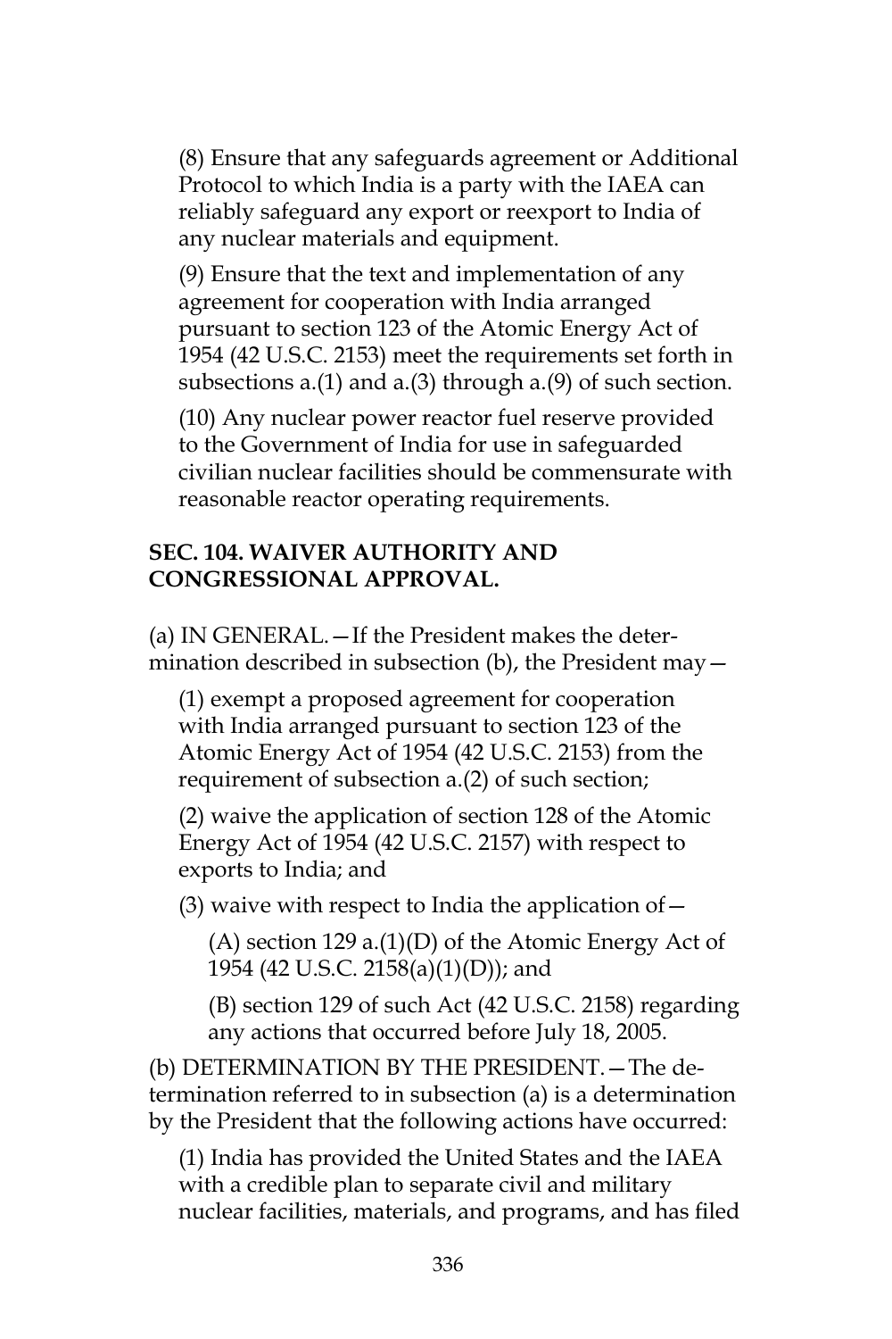(8) Ensure that any safeguards agreement or Additional Protocol to which India is a party with the IAEA can reliably safeguard any export or reexport to India of any nuclear materials and equipment.

(9) Ensure that the text and implementation of any agreement for cooperation with India arranged pursuant to section 123 of the Atomic Energy Act of 1954 (42 U.S.C. 2153) meet the requirements set forth in subsections a.(1) and a.(3) through a.(9) of such section.

(10) Any nuclear power reactor fuel reserve provided to the Government of India for use in safeguarded civilian nuclear facilities should be commensurate with reasonable reactor operating requirements.

**SEC. 104. WAIVER AUTHORITY AND CONGRESSIONAL APPROVAL.**

(a) IN GENERAL.—If the President makes the determination described in subsection (b), the President may—

(1) exempt a proposed agreement for cooperation with India arranged pursuant to section 123 of the Atomic Energy Act of 1954 (42 U.S.C. 2153) from the requirement of subsection a.(2) of such section;

(2) waive the application of section 128 of the Atomic Energy Act of 1954 (42 U.S.C. 2157) with respect to exports to India; and

(3) waive with respect to India the application of—

(A) section 129 a.(1)(D) of the Atomic Energy Act of 1954 (42 U.S.C. 2158(a)(1)(D)); and

(B) section 129 of such Act (42 U.S.C. 2158) regarding any actions that occurred before July 18, 2005.

(b) DETERMINATION BY THE PRESIDENT.—The determination referred to in subsection (a) is a determination by the President that the following actions have occurred:

(1) India has provided the United States and the IAEA with a credible plan to separate civil and military nuclear facilities, materials, and programs, and has filed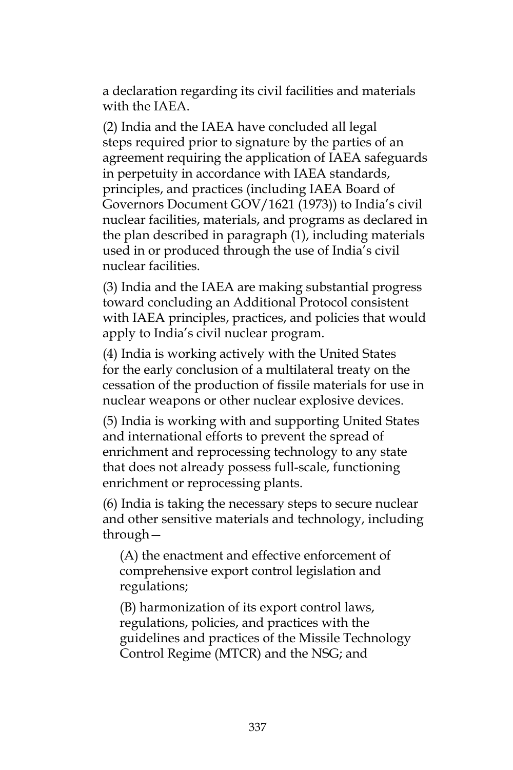a declaration regarding its civil facilities and materials with the IAEA.

(2) India and the IAEA have concluded all legal steps required prior to signature by the parties of an agreement requiring the application of IAEA safeguards in perpetuity in accordance with IAEA standards, principles, and practices (including IAEA Board of Governors Document GOV/1621 (1973)) to India's civil nuclear facilities, materials, and programs as declared in the plan described in paragraph (1), including materials used in or produced through the use of India's civil nuclear facilities.

(3) India and the IAEA are making substantial progress toward concluding an Additional Protocol consistent with IAEA principles, practices, and policies that would apply to India's civil nuclear program.

(4) India is working actively with the United States for the early conclusion of a multilateral treaty on the cessation of the production of fissile materials for use in nuclear weapons or other nuclear explosive devices.

(5) India is working with and supporting United States and international efforts to prevent the spread of enrichment and reprocessing technology to any state that does not already possess full-scale, functioning enrichment or reprocessing plants.

(6) India is taking the necessary steps to secure nuclear and other sensitive materials and technology, including through—

(A) the enactment and effective enforcement of comprehensive export control legislation and regulations;

(B) harmonization of its export control laws, regulations, policies, and practices with the guidelines and practices of the Missile Technology Control Regime (MTCR) and the NSG; and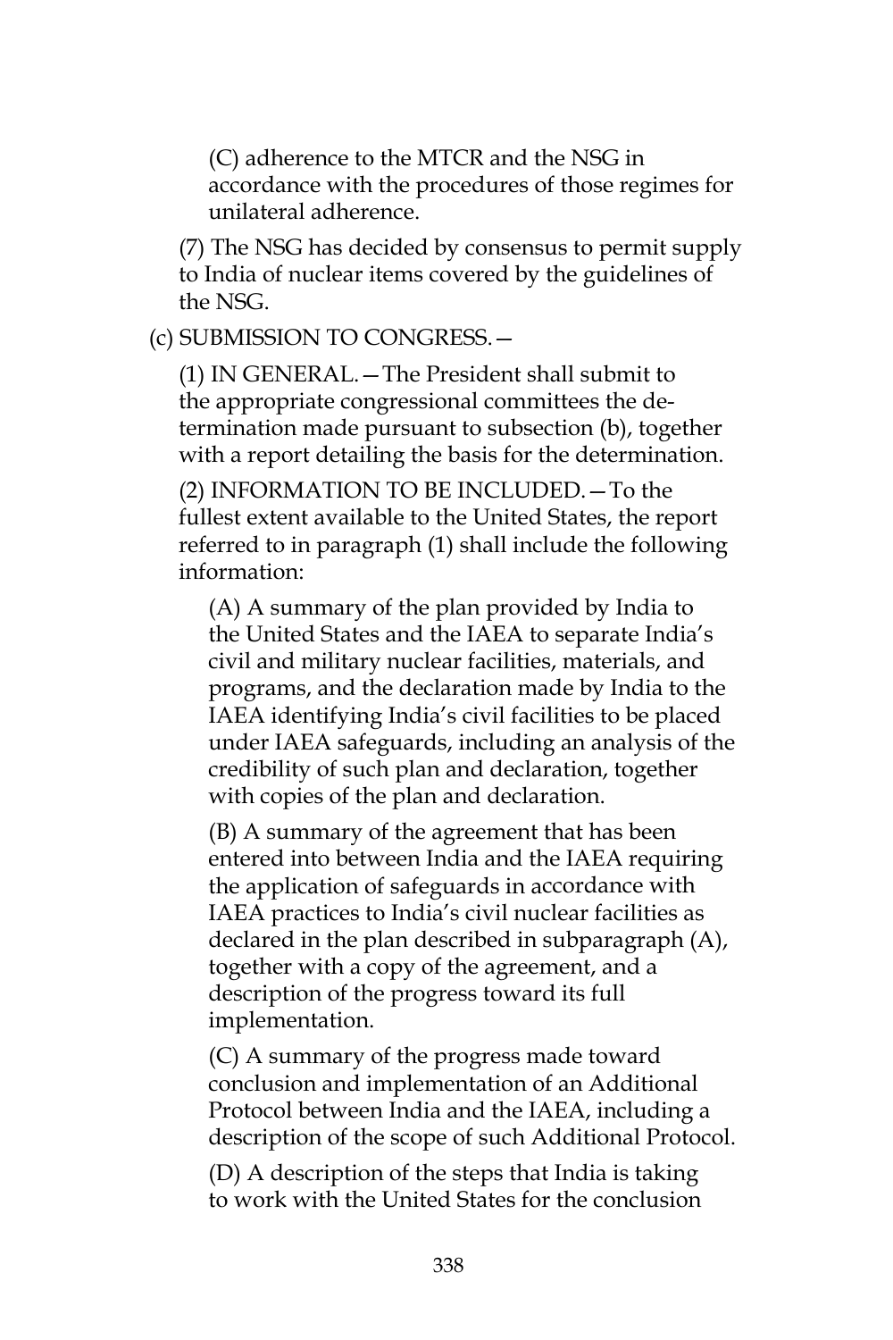(C) adherence to the MTCR and the NSG in accordance with the procedures of those regimes for unilateral adherence.

(7) The NSG has decided by consensus to permit supply to India of nuclear items covered by the guidelines of the NSG.

(c) SUBMISSION TO CONGRESS.—

(1) IN GENERAL.—The President shall submit to the appropriate congressional committees the determination made pursuant to subsection (b), together with a report detailing the basis for the determination.

(2) INFORMATION TO BE INCLUDED.—To the fullest extent available to the United States, the report referred to in paragraph (1) shall include the following information:

(A) A summary of the plan provided by India to the United States and the IAEA to separate India's civil and military nuclear facilities, materials, and programs, and the declaration made by India to the IAEA identifying India's civil facilities to be placed under IAEA safeguards, including an analysis of the credibility of such plan and declaration, together with copies of the plan and declaration.

(B) A summary of the agreement that has been entered into between India and the IAEA requiring the application of safeguards in accordance with IAEA practices to India's civil nuclear facilities as declared in the plan described in subparagraph (A), together with a copy of the agreement, and a description of the progress toward its full implementation.

(C) A summary of the progress made toward conclusion and implementation of an Additional Protocol between India and the IAEA, including a description of the scope of such Additional Protocol.

(D) A description of the steps that India is taking to work with the United States for the conclusion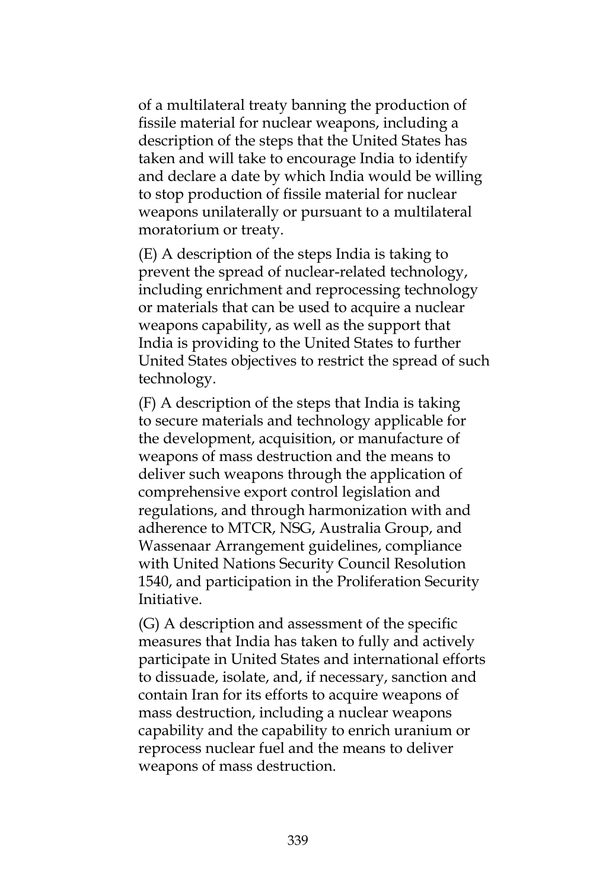of a multilateral treaty banning the production of fissile material for nuclear weapons, including a description of the steps that the United States has taken and will take to encourage India to identify and declare a date by which India would be willing to stop production of fissile material for nuclear weapons unilaterally or pursuant to a multilateral moratorium or treaty.

(E) A description of the steps India is taking to prevent the spread of nuclear-related technology, including enrichment and reprocessing technology or materials that can be used to acquire a nuclear weapons capability, as well as the support that India is providing to the United States to further United States objectives to restrict the spread of such technology.

(F) A description of the steps that India is taking to secure materials and technology applicable for the development, acquisition, or manufacture of weapons of mass destruction and the means to deliver such weapons through the application of comprehensive export control legislation and regulations, and through harmonization with and adherence to MTCR, NSG, Australia Group, and Wassenaar Arrangement guidelines, compliance with United Nations Security Council Resolution 1540, and participation in the Proliferation Security Initiative.

(G) A description and assessment of the specific measures that India has taken to fully and actively participate in United States and international efforts to dissuade, isolate, and, if necessary, sanction and contain Iran for its efforts to acquire weapons of mass destruction, including a nuclear weapons capability and the capability to enrich uranium or reprocess nuclear fuel and the means to deliver weapons of mass destruction.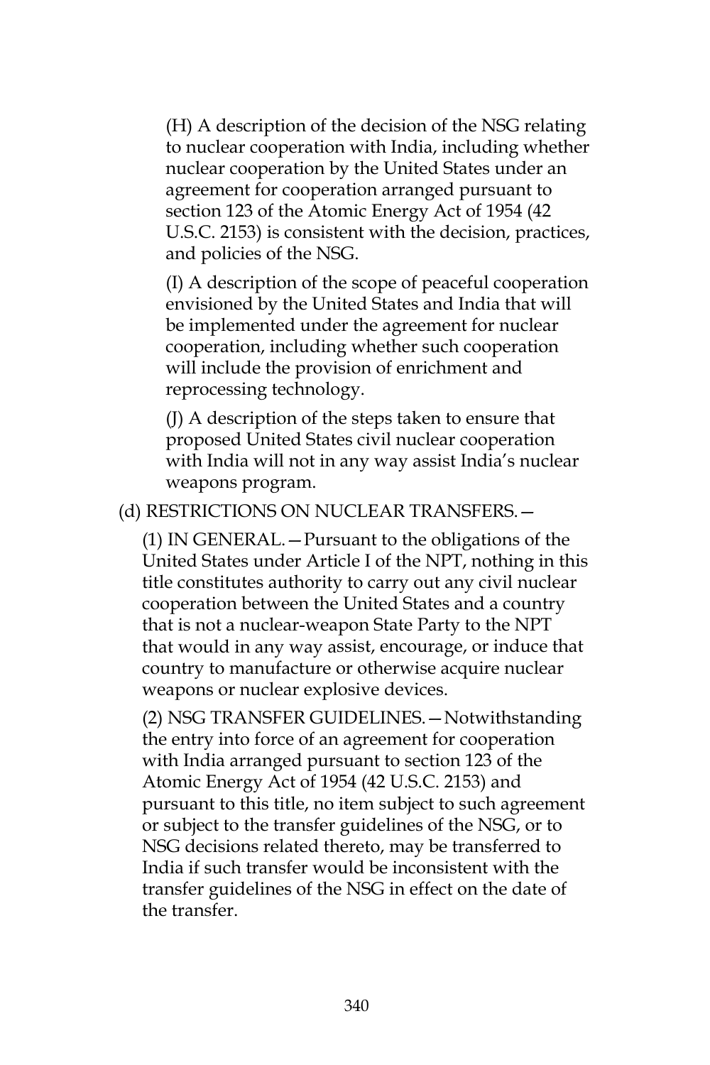(H) A description of the decision of the NSG relating to nuclear cooperation with India, including whether nuclear cooperation by the United States under an agreement for cooperation arranged pursuant to section 123 of the Atomic Energy Act of 1954 (42 U.S.C. 2153) is consistent with the decision, practices, and policies of the NSG.

(I) A description of the scope of peaceful cooperation envisioned by the United States and India that will be implemented under the agreement for nuclear cooperation, including whether such cooperation will include the provision of enrichment and reprocessing technology.

(J) A description of the steps taken to ensure that proposed United States civil nuclear cooperation with India will not in any way assist India's nuclear weapons program.

(d) RESTRICTIONS ON NUCLEAR TRANSFERS.—

(1) IN GENERAL.—Pursuant to the obligations of the United States under Article I of the NPT, nothing in this title constitutes authority to carry out any civil nuclear cooperation between the United States and a country that is not a nuclear-weapon State Party to the NPT that would in any way assist, encourage, or induce that country to manufacture or otherwise acquire nuclear weapons or nuclear explosive devices.

(2) NSG TRANSFER GUIDELINES.—Notwithstanding the entry into force of an agreement for cooperation with India arranged pursuant to section 123 of the Atomic Energy Act of 1954 (42 U.S.C. 2153) and pursuant to this title, no item subject to such agreement or subject to the transfer guidelines of the NSG, or to NSG decisions related thereto, may be transferred to India if such transfer would be inconsistent with the transfer guidelines of the NSG in effect on the date of the transfer.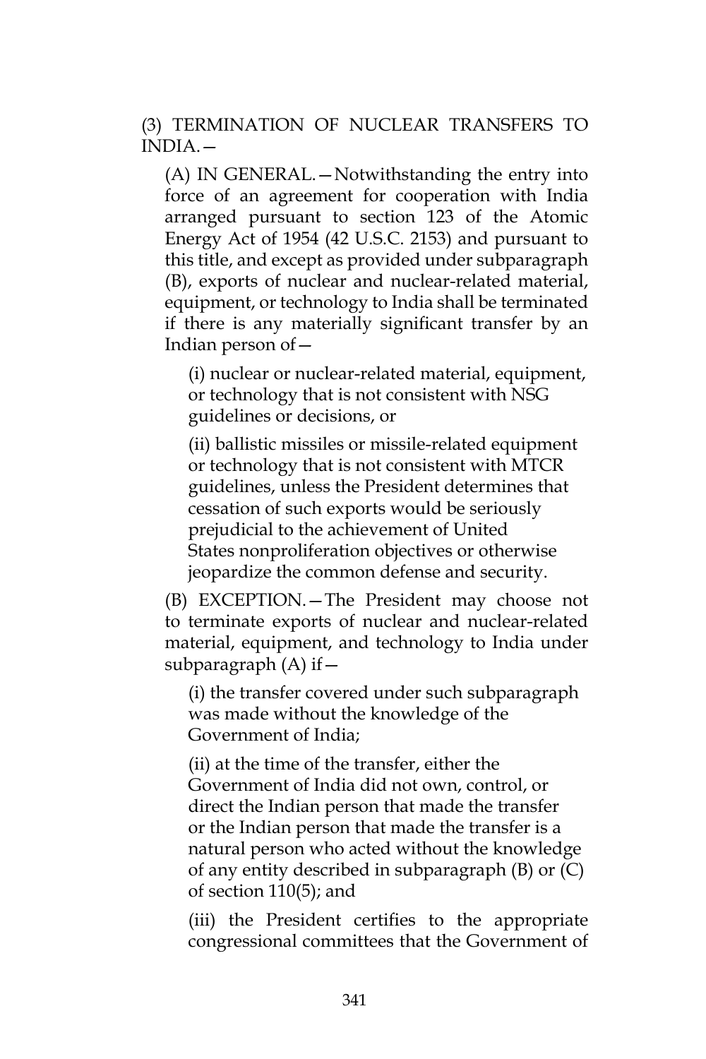(3) TERMINATION OF NUCLEAR TRANSFERS TO INDIA.—

(A) IN GENERAL.—Notwithstanding the entry into force of an agreement for cooperation with India arranged pursuant to section 123 of the Atomic Energy Act of 1954 (42 U.S.C. 2153) and pursuant to this title, and except as provided under subparagraph (B), exports of nuclear and nuclear-related material, equipment, or technology to India shall be terminated if there is any materially significant transfer by an Indian person of—

(i) nuclear or nuclear-related material, equipment, or technology that is not consistent with NSG guidelines or decisions, or

(ii) ballistic missiles or missile-related equipment or technology that is not consistent with MTCR guidelines, unless the President determines that cessation of such exports would be seriously prejudicial to the achievement of United States nonproliferation objectives or otherwise jeopardize the common defense and security.

(B) EXCEPTION.—The President may choose not to terminate exports of nuclear and nuclear-related material, equipment, and technology to India under subparagraph (A) if—

(i) the transfer covered under such subparagraph was made without the knowledge of the Government of India;

(ii) at the time of the transfer, either the Government of India did not own, control, or direct the Indian person that made the transfer or the Indian person that made the transfer is a natural person who acted without the knowledge of any entity described in subparagraph (B) or (C) of section 110(5); and

(iii) the President certifies to the appropriate congressional committees that the Government of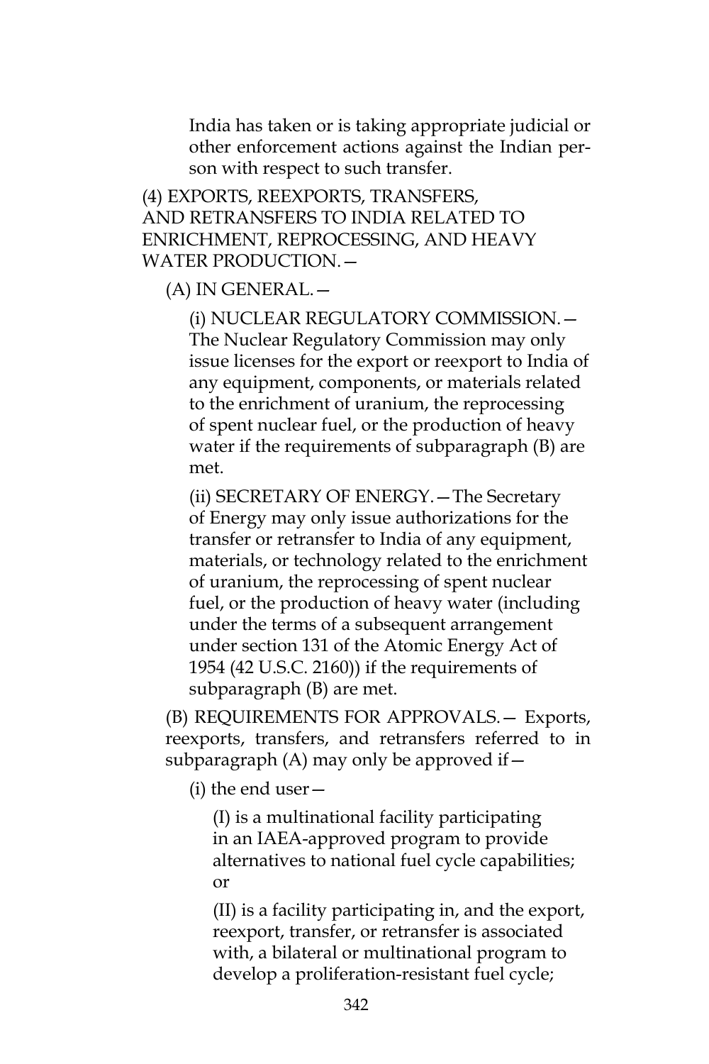India has taken or is taking appropriate judicial or other enforcement actions against the Indian person with respect to such transfer.

(4) EXPORTS, REEXPORTS, TRANSFERS, AND RETRANSFERS TO INDIA RELATED TO ENRICHMENT, REPROCESSING, AND HEAVY WATER PRODUCTION.—

(A) IN GENERAL.—

(i) NUCLEAR REGULATORY COMMISSION.—The Nuclear Regulatory Commission may only issue licenses for the export or reexport to India of any equipment, components, or materials related to the enrichment of uranium, the reprocessing of spent nuclear fuel, or the production of heavy water if the requirements of subparagraph (B) are met.

(ii) SECRETARY OF ENERGY.—The Secretary of Energy may only issue authorizations for the transfer or retransfer to India of any equipment, materials, or technology related to the enrichment of uranium, the reprocessing of spent nuclear fuel, or the production of heavy water (including under the terms of a subsequent arrangement under section 131 of the Atomic Energy Act of 1954 (42 U.S.C. 2160)) if the requirements of subparagraph (B) are met.

(B) REQUIREMENTS FOR APPROVALS.— Exports, reexports, transfers, and retransfers referred to in subparagraph (A) may only be approved if—

(i) the end user—

(I) is a multinational facility participating in an IAEA-approved program to provide alternatives to national fuel cycle capabilities; or

(II) is a facility participating in, and the export, reexport, transfer, or retransfer is associated with, a bilateral or multinational program to develop a proliferation-resistant fuel cycle;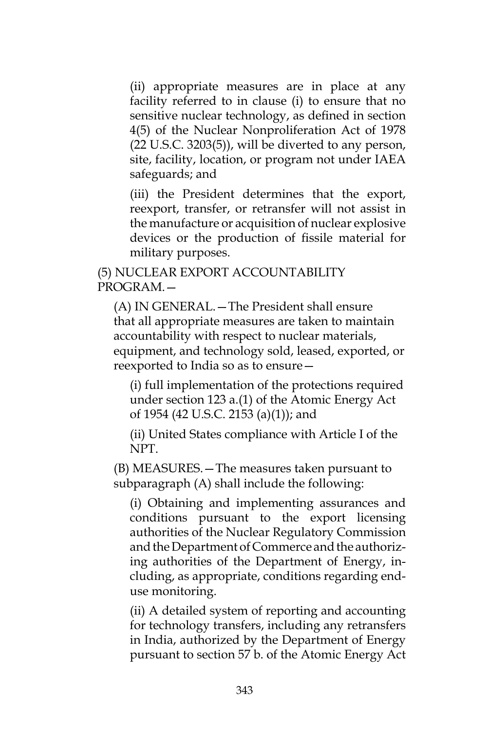(ii) appropriate measures are in place at any facility referred to in clause (i) to ensure that no sensitive nuclear technology, as defined in section 4(5) of the Nuclear Nonproliferation Act of 1978 (22 U.S.C. 3203(5)), will be diverted to any person, site, facility, location, or program not under IAEA safeguards; and

(iii) the President determines that the export, reexport, transfer, or retransfer will not assist in the manufacture or acquisition of nuclear explosive devices or the production of fissile material for military purposes.

(5) NUCLEAR EXPORT ACCOUNTABILITY PROGRAM.—

(A) IN GENERAL.—The President shall ensure that all appropriate measures are taken to maintain accountability with respect to nuclear materials, equipment, and technology sold, leased, exported, or reexported to India so as to ensure—

(i) full implementation of the protections required under section 123 a.(1) of the Atomic Energy Act of 1954 (42 U.S.C. 2153 (a)(1)); and

(ii) United States compliance with Article I of the NPT.

(B) MEASURES.—The measures taken pursuant to subparagraph (A) shall include the following:

(i) Obtaining and implementing assurances and conditions pursuant to the export licensing authorities of the Nuclear Regulatory Commission and the Department of Commerce and the authorizing authorities of the Department of Energy, including, as appropriate, conditions regarding end-use monitoring.

(ii) A detailed system of reporting and accounting for technology transfers, including any retransfers in India, authorized by the Department of Energy pursuant to section 57 b. of the Atomic Energy Act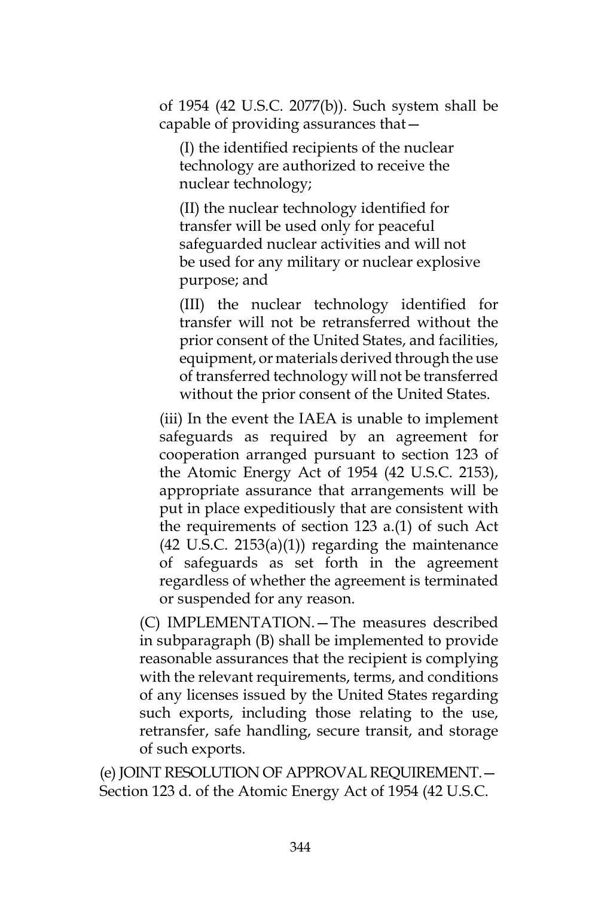of 1954 (42 U.S.C. 2077(b)). Such system shall be capable of providing assurances that—

(I) the identified recipients of the nuclear technology are authorized to receive the nuclear technology;

(II) the nuclear technology identified for transfer will be used only for peaceful safeguarded nuclear activities and will not be used for any military or nuclear explosive purpose; and

(III) the nuclear technology identified for transfer will not be retransferred without the prior consent of the United States, and facilities, equipment, or materials derived through the use of transferred technology will not be transferred without the prior consent of the United States.

(iii) In the event the IAEA is unable to implement safeguards as required by an agreement for cooperation arranged pursuant to section 123 of the Atomic Energy Act of 1954 (42 U.S.C. 2153), appropriate assurance that arrangements will be put in place expeditiously that are consistent with the requirements of section 123 a.(1) of such Act (42 U.S.C. 2153(a)(1)) regarding the maintenance of safeguards as set forth in the agreement regardless of whether the agreement is terminated or suspended for any reason.

(C) IMPLEMENTATION.—The measures described in subparagraph (B) shall be implemented to provide reasonable assurances that the recipient is complying with the relevant requirements, terms, and conditions of any licenses issued by the United States regarding such exports, including those relating to the use, retransfer, safe handling, secure transit, and storage of such exports.

(e) JOINT RESOLUTION OF APPROVAL REQUIREMENT.—Section 123 d. of the Atomic Energy Act of 1954 (42 U.S.C.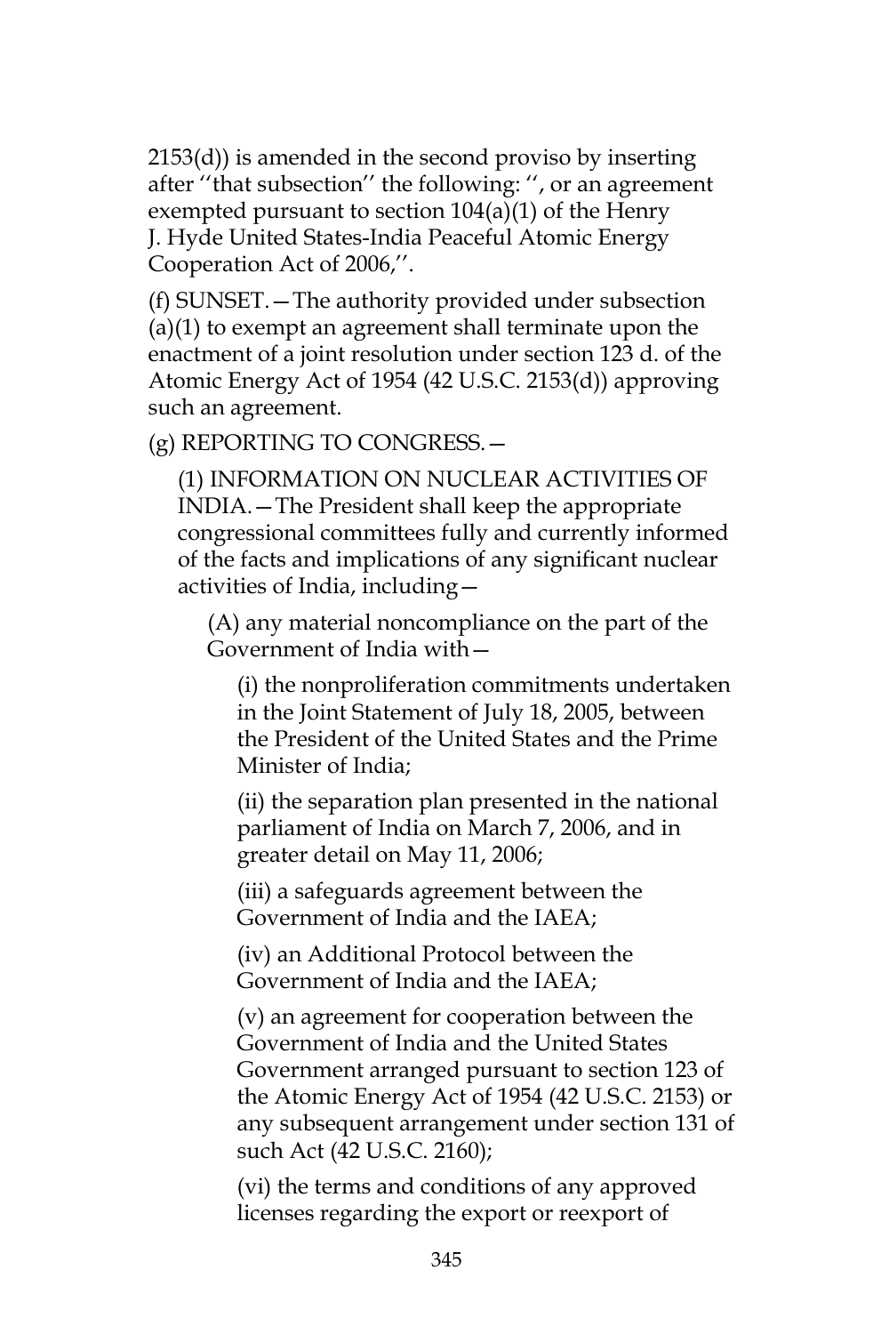2153(d)) is amended in the second proviso by inserting after ''that subsection'' the following: '', or an agreement exempted pursuant to section 104(a)(1) of the Henry J. Hyde United States-India Peaceful Atomic Energy Cooperation Act of 2006,''.

(f) SUNSET.—The authority provided under subsection (a)(1) to exempt an agreement shall terminate upon the enactment of a joint resolution under section 123 d. of the Atomic Energy Act of 1954 (42 U.S.C. 2153(d)) approving such an agreement.

(g) REPORTING TO CONGRESS.—

(1) INFORMATION ON NUCLEAR ACTIVITIES OF INDIA.—The President shall keep the appropriate congressional committees fully and currently informed of the facts and implications of any significant nuclear activities of India, including—

(A) any material noncompliance on the part of the Government of India with—

(i) the nonproliferation commitments undertaken in the Joint Statement of July 18, 2005, between the President of the United States and the Prime Minister of India;

(ii) the separation plan presented in the national parliament of India on March 7, 2006, and in greater detail on May 11, 2006;

(iii) a safeguards agreement between the Government of India and the IAEA;

(iv) an Additional Protocol between the Government of India and the IAEA;

(v) an agreement for cooperation between the Government of India and the United States Government arranged pursuant to section 123 of the Atomic Energy Act of 1954 (42 U.S.C. 2153) or any subsequent arrangement under section 131 of such Act (42 U.S.C. 2160);

(vi) the terms and conditions of any approved licenses regarding the export or reexport of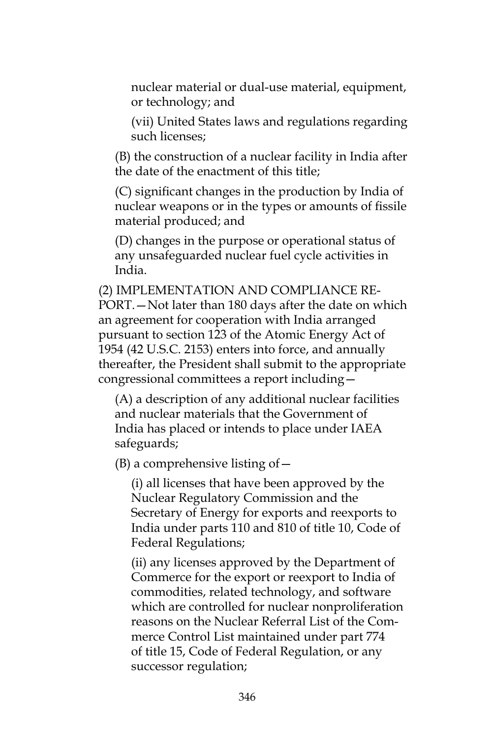nuclear material or dual-use material, equipment, or technology; and

(vii) United States laws and regulations regarding such licenses;

(B) the construction of a nuclear facility in India after the date of the enactment of this title;

(C) significant changes in the production by India of nuclear weapons or in the types or amounts of fissile material produced; and

(D) changes in the purpose or operational status of any unsafeguarded nuclear fuel cycle activities in India.

(2) IMPLEMENTATION AND COMPLIANCE REPORT.—Not later than 180 days after the date on which an agreement for cooperation with India arranged pursuant to section 123 of the Atomic Energy Act of 1954 (42 U.S.C. 2153) enters into force, and annually thereafter, the President shall submit to the appropriate congressional committees a report including—

(A) a description of any additional nuclear facilities and nuclear materials that the Government of India has placed or intends to place under IAEA safeguards;

(B) a comprehensive listing of—

(i) all licenses that have been approved by the Nuclear Regulatory Commission and the Secretary of Energy for exports and reexports to India under parts 110 and 810 of title 10, Code of Federal Regulations;

(ii) any licenses approved by the Department of Commerce for the export or reexport to India of commodities, related technology, and software which are controlled for nuclear nonproliferation reasons on the Nuclear Referral List of the Commerce Control List maintained under part 774 of title 15, Code of Federal Regulation, or any successor regulation;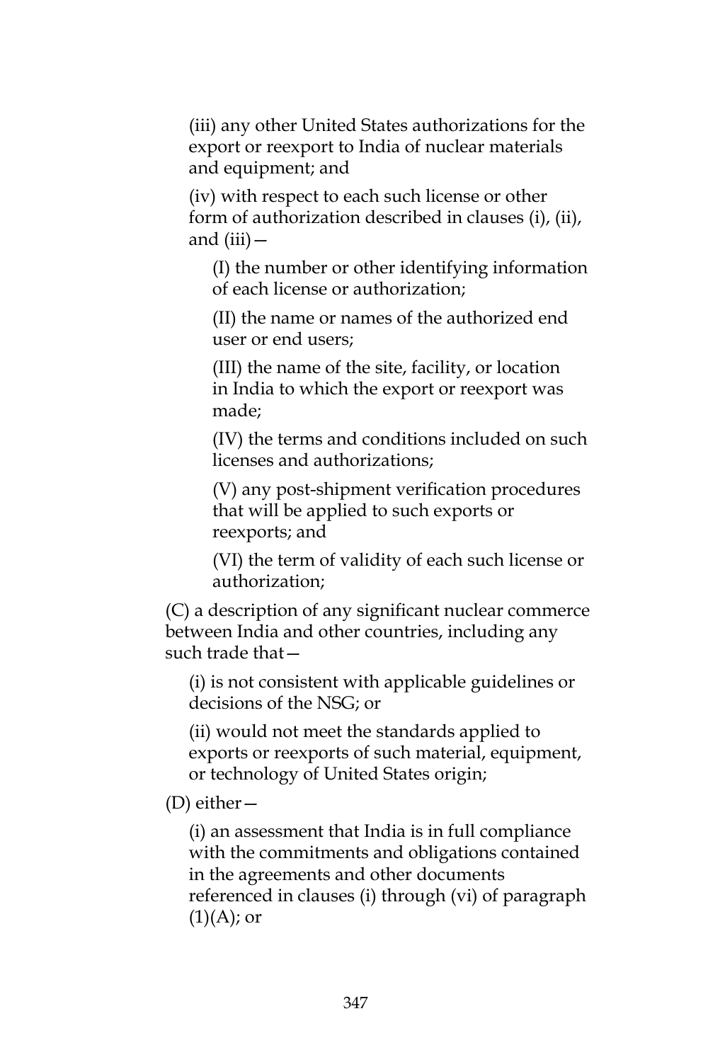(iii) any other United States authorizations for the export or reexport to India of nuclear materials and equipment; and

(iv) with respect to each such license or other form of authorization described in clauses (i), (ii), and (iii)—

(I) the number or other identifying information of each license or authorization;

(II) the name or names of the authorized end user or end users;

(III) the name of the site, facility, or location in India to which the export or reexport was made;

(IV) the terms and conditions included on such licenses and authorizations;

(V) any post-shipment verification procedures that will be applied to such exports or reexports; and

(VI) the term of validity of each such license or authorization;

(C) a description of any significant nuclear commerce between India and other countries, including any such trade that—

(i) is not consistent with applicable guidelines or decisions of the NSG; or

(ii) would not meet the standards applied to exports or reexports of such material, equipment, or technology of United States origin;

(D) either—

(i) an assessment that India is in full compliance with the commitments and obligations contained in the agreements and other documents referenced in clauses (i) through (vi) of paragraph (1)(A); or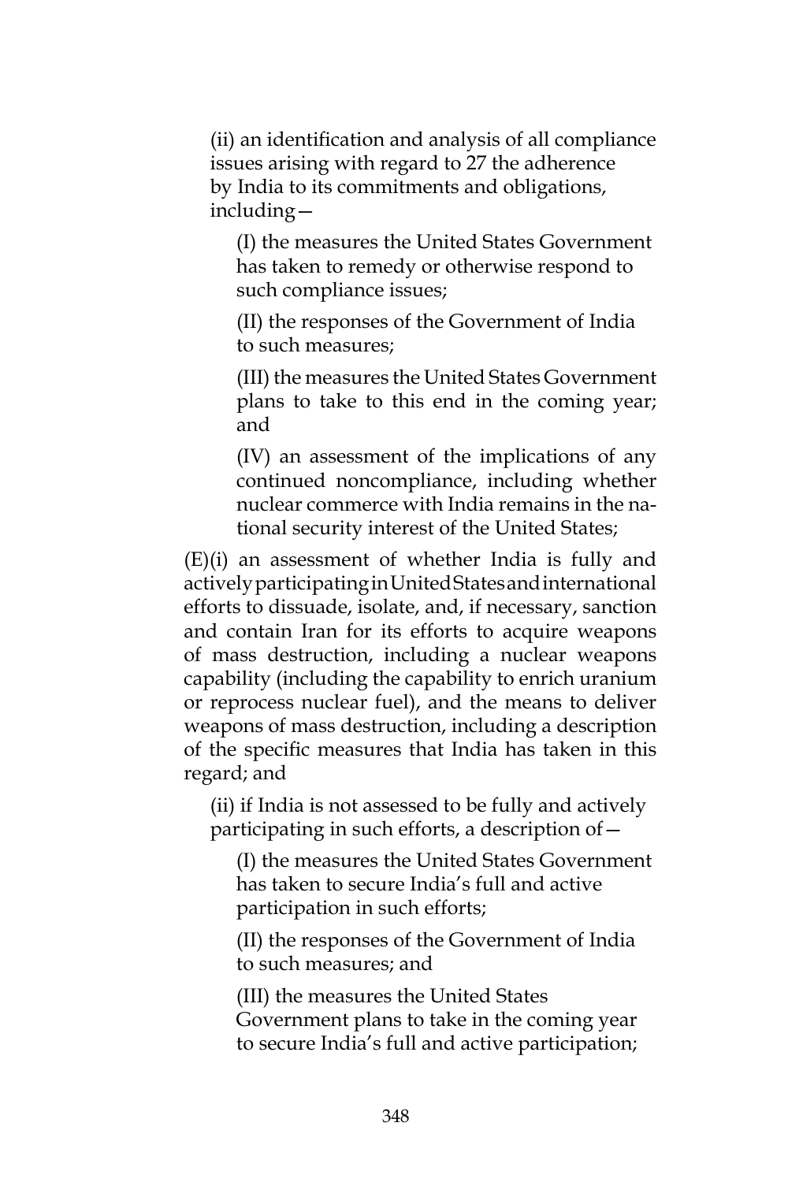(ii) an identification and analysis of all compliance issues arising with regard to 27 the adherence by India to its commitments and obligations, including—

(I) the measures the United States Government has taken to remedy or otherwise respond to such compliance issues;

(II) the responses of the Government of India to such measures;

(III) the measures the United States Government plans to take to this end in the coming year; and

(IV) an assessment of the implications of any continued noncompliance, including whether nuclear commerce with India remains in the national security interest of the United States;

(E)(i) an assessment of whether India is fully and actively participating in United States and international efforts to dissuade, isolate, and, if necessary, sanction and contain Iran for its efforts to acquire weapons of mass destruction, including a nuclear weapons capability (including the capability to enrich uranium or reprocess nuclear fuel), and the means to deliver weapons of mass destruction, including a description of the specific measures that India has taken in this regard; and

(ii) if India is not assessed to be fully and actively participating in such efforts, a description of—

(I) the measures the United States Government has taken to secure India's full and active participation in such efforts;

(II) the responses of the Government of India to such measures; and

(III) the measures the United States Government plans to take in the coming year to secure India's full and active participation;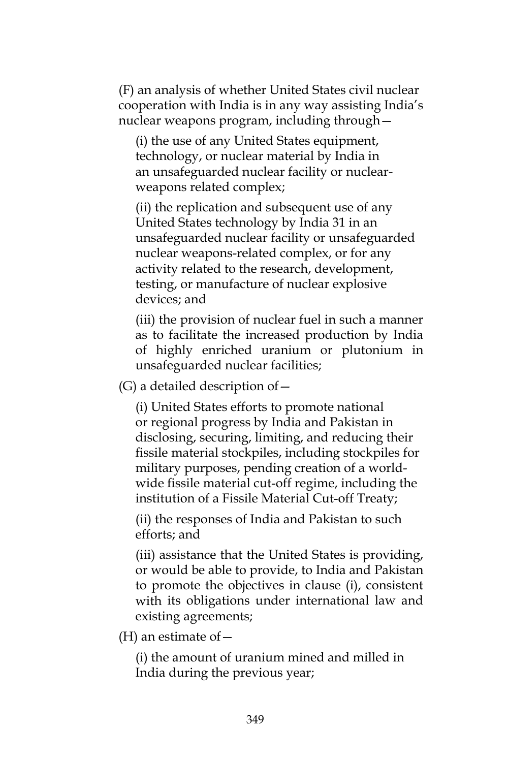(F) an analysis of whether United States civil nuclear cooperation with India is in any way assisting India's nuclear weapons program, including through—

(i) the use of any United States equipment, technology, or nuclear material by India in an unsafeguarded nuclear facility or nuclear-weapons related complex;

(ii) the replication and subsequent use of any United States technology by India 31 in an unsafeguarded nuclear facility or unsafeguarded nuclear weapons-related complex, or for any activity related to the research, development, testing, or manufacture of nuclear explosive devices; and

(iii) the provision of nuclear fuel in such a manner as to facilitate the increased production by India of highly enriched uranium or plutonium in unsafeguarded nuclear facilities;

(G) a detailed description of—

(i) United States efforts to promote national or regional progress by India and Pakistan in disclosing, securing, limiting, and reducing their fissile material stockpiles, including stockpiles for military purposes, pending creation of a world-wide fissile material cut-off regime, including the institution of a Fissile Material Cut-off Treaty;

(ii) the responses of India and Pakistan to such efforts; and

(iii) assistance that the United States is providing, or would be able to provide, to India and Pakistan to promote the objectives in clause (i), consistent with its obligations under international law and existing agreements;

(H) an estimate of—

(i) the amount of uranium mined and milled in India during the previous year;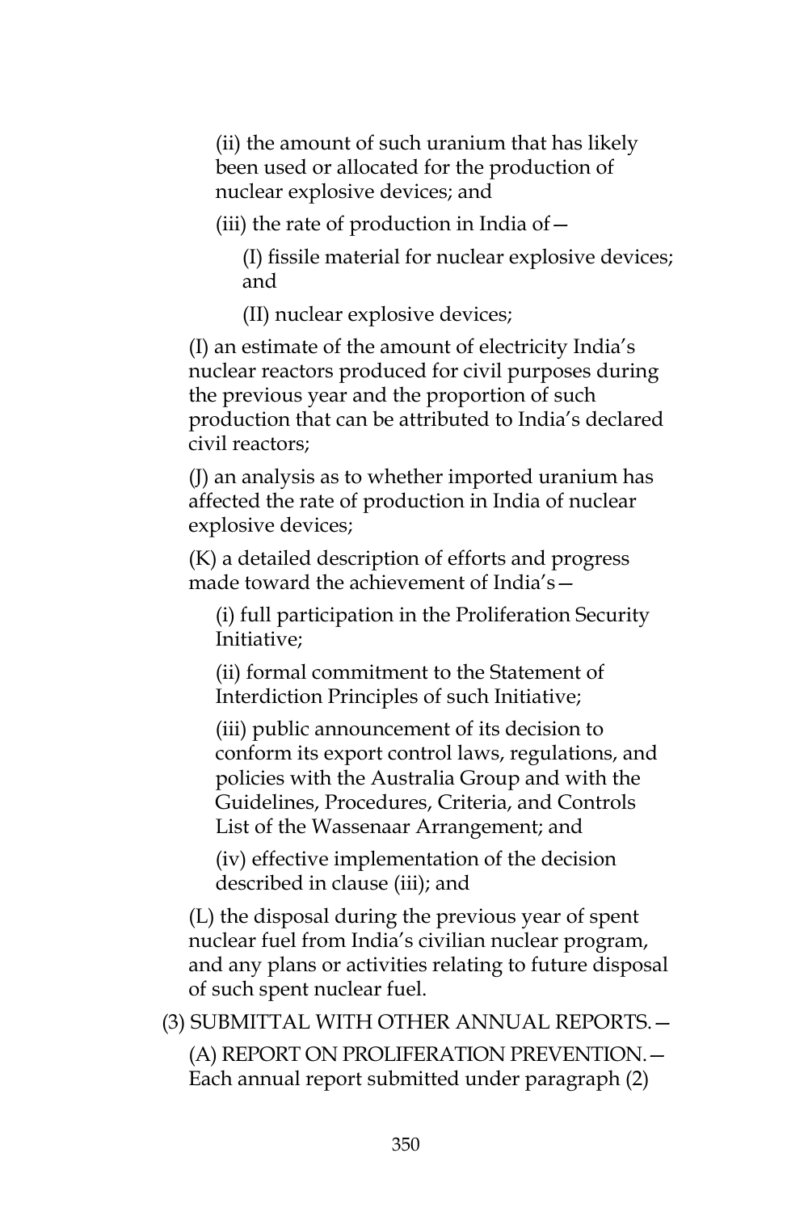(ii) the amount of such uranium that has likely been used or allocated for the production of nuclear explosive devices; and

(iii) the rate of production in India of—

(I) fissile material for nuclear explosive devices; and

(II) nuclear explosive devices;

(I) an estimate of the amount of electricity India's nuclear reactors produced for civil purposes during the previous year and the proportion of such production that can be attributed to India's declared civil reactors;

(J) an analysis as to whether imported uranium has affected the rate of production in India of nuclear explosive devices;

(K) a detailed description of efforts and progress made toward the achievement of India's—

(i) full participation in the Proliferation Security Initiative;

(ii) formal commitment to the Statement of Interdiction Principles of such Initiative;

(iii) public announcement of its decision to conform its export control laws, regulations, and policies with the Australia Group and with the Guidelines, Procedures, Criteria, and Controls List of the Wassenaar Arrangement; and

(iv) effective implementation of the decision described in clause (iii); and

(L) the disposal during the previous year of spent nuclear fuel from India's civilian nuclear program, and any plans or activities relating to future disposal of such spent nuclear fuel.

(3) SUBMITTAL WITH OTHER ANNUAL REPORTS.—

(A) REPORT ON PROLIFERATION PREVENTION.— Each annual report submitted under paragraph (2)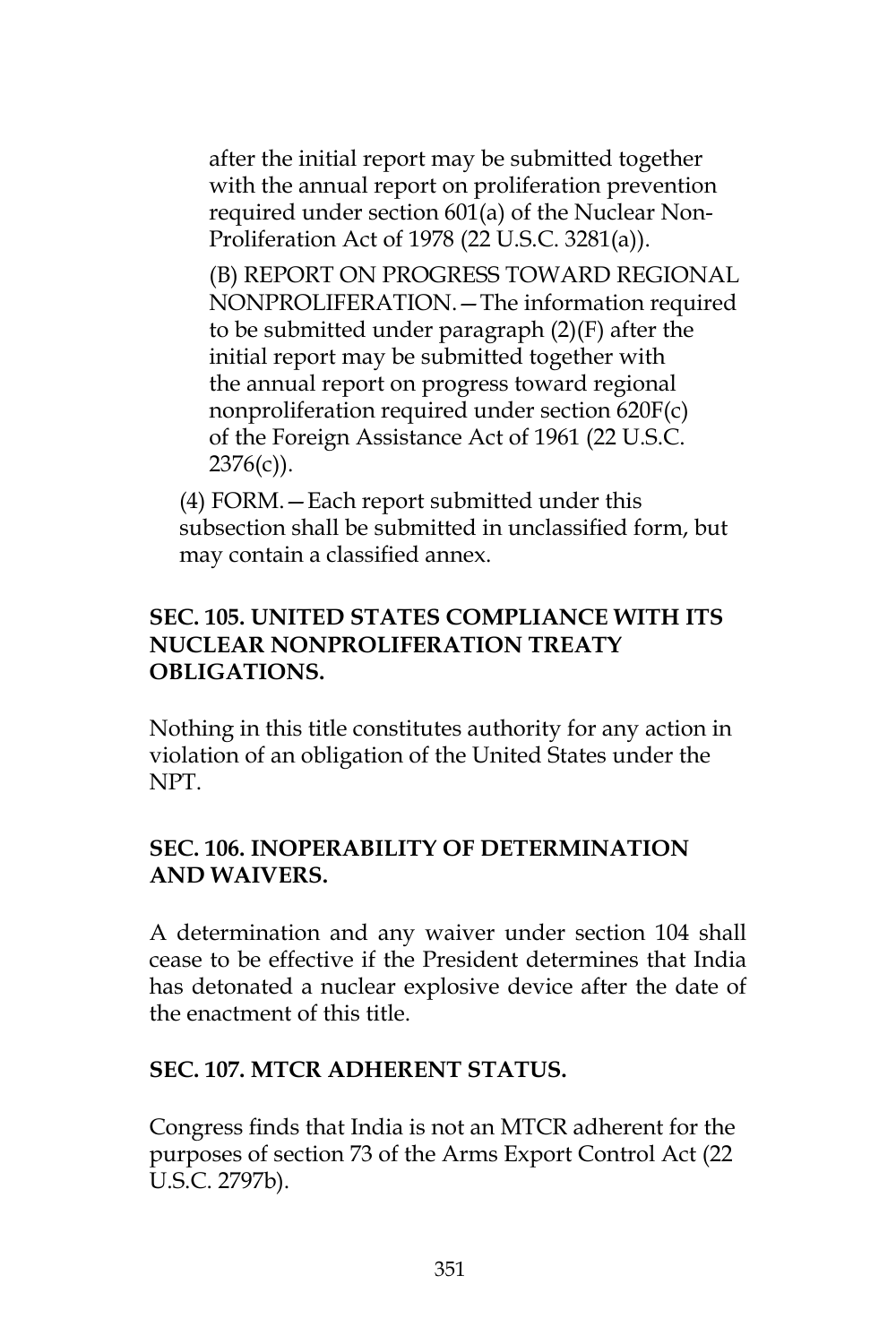after the initial report may be submitted together with the annual report on proliferation prevention required under section 601(a) of the Nuclear Non-Proliferation Act of 1978 (22 U.S.C. 3281(a)).

(B) REPORT ON PROGRESS TOWARD REGIONAL NONPROLIFERATION.—The information required to be submitted under paragraph (2)(F) after the initial report may be submitted together with the annual report on progress toward regional nonproliferation required under section 620F(c) of the Foreign Assistance Act of 1961 (22 U.S.C. 2376(c)).

(4) FORM.—Each report submitted under this subsection shall be submitted in unclassified form, but may contain a classified annex.

**SEC. 105. UNITED STATES COMPLIANCE WITH ITS NUCLEAR NONPROLIFERATION TREATY OBLIGATIONS.**

Nothing in this title constitutes authority for any action in violation of an obligation of the United States under the NPT.

**SEC. 106. INOPERABILITY OF DETERMINATION AND WAIVERS.**

A determination and any waiver under section 104 shall cease to be effective if the President determines that India has detonated a nuclear explosive device after the date of the enactment of this title.

**SEC. 107. MTCR ADHERENT STATUS.**

Congress finds that India is not an MTCR adherent for the purposes of section 73 of the Arms Export Control Act (22 U.S.C. 2797b).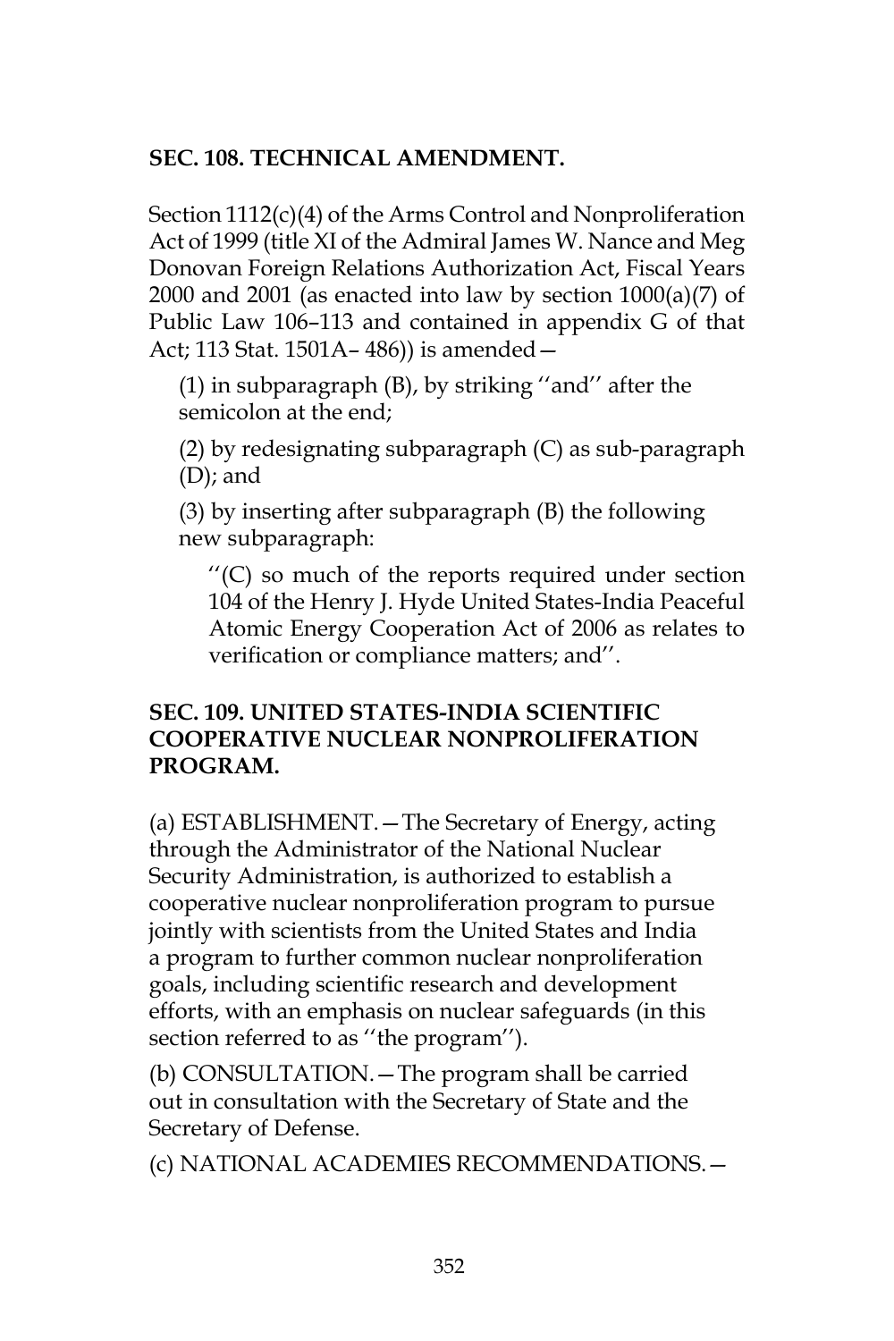**SEC. 108. TECHNICAL AMENDMENT.**

Section 1112(c)(4) of the Arms Control and Nonproliferation Act of 1999 (title XI of the Admiral James W. Nance and Meg Donovan Foreign Relations Authorization Act, Fiscal Years 2000 and 2001 (as enacted into law by section 1000(a)(7) of Public Law 106–113 and contained in appendix G of that Act; 113 Stat. 1501A– 486)) is amended—

(1) in subparagraph (B), by striking ''and'' after the semicolon at the end;

(2) by redesignating subparagraph (C) as sub-paragraph (D); and

(3) by inserting after subparagraph (B) the following new subparagraph:

''(C) so much of the reports required under section 104 of the Henry J. Hyde United States-India Peaceful Atomic Energy Cooperation Act of 2006 as relates to verification or compliance matters; and''.

**SEC. 109. UNITED STATES-INDIA SCIENTIFIC COOPERATIVE NUCLEAR NONPROLIFERATION PROGRAM.**

(a) ESTABLISHMENT.—The Secretary of Energy, acting through the Administrator of the National Nuclear Security Administration, is authorized to establish a cooperative nuclear nonproliferation program to pursue jointly with scientists from the United States and India a program to further common nuclear nonproliferation goals, including scientific research and development efforts, with an emphasis on nuclear safeguards (in this section referred to as ''the program'').

(b) CONSULTATION.—The program shall be carried out in consultation with the Secretary of State and the Secretary of Defense.

(c) NATIONAL ACADEMIES RECOMMENDATIONS.—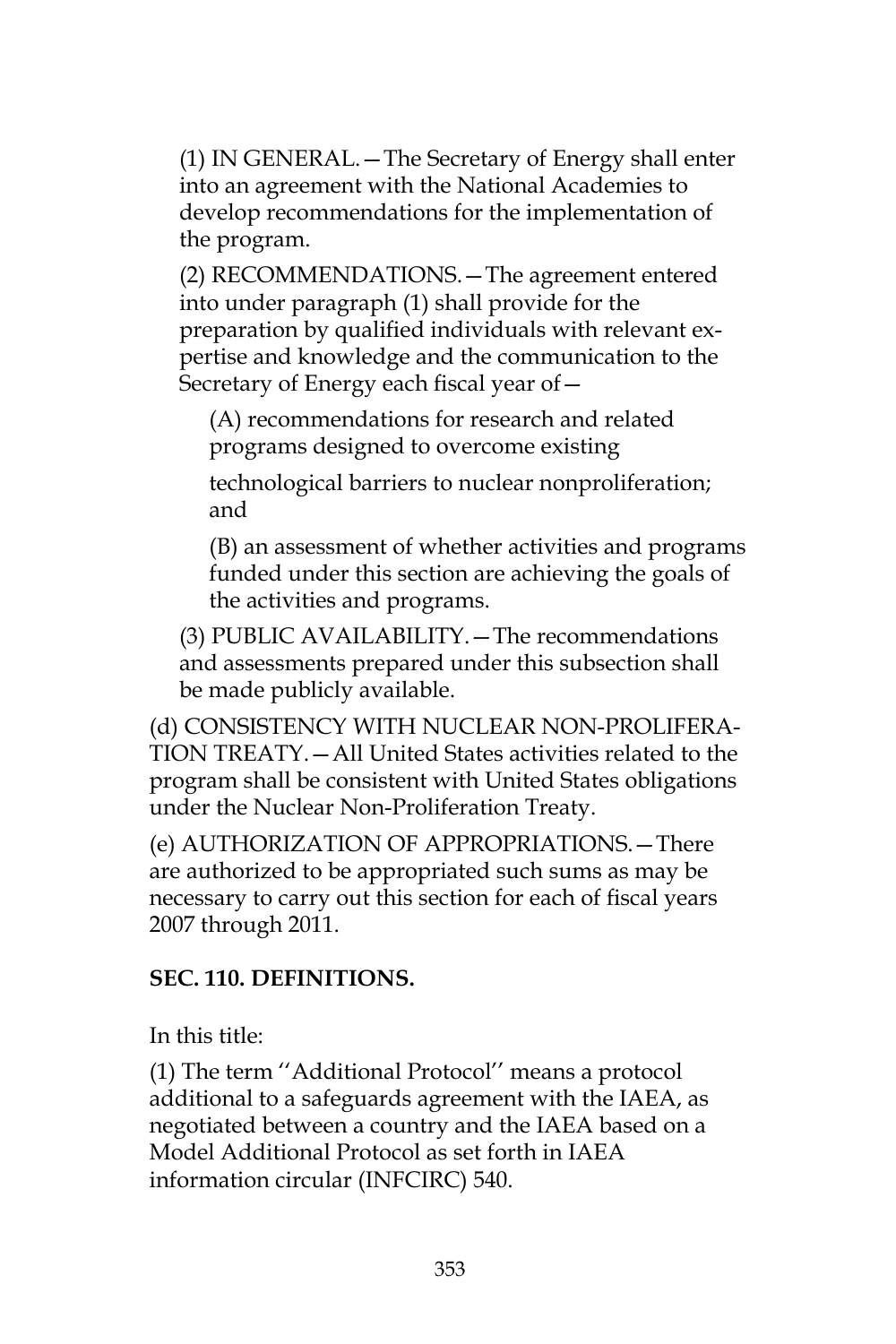(1) IN GENERAL.—The Secretary of Energy shall enter into an agreement with the National Academies to develop recommendations for the implementation of the program.

(2) RECOMMENDATIONS.—The agreement entered into under paragraph (1) shall provide for the preparation by qualified individuals with relevant expertise and knowledge and the communication to the Secretary of Energy each fiscal year of—

(A) recommendations for research and related programs designed to overcome existing technological barriers to nuclear nonproliferation; and

(B) an assessment of whether activities and programs funded under this section are achieving the goals of the activities and programs.

(3) PUBLIC AVAILABILITY.—The recommendations and assessments prepared under this subsection shall be made publicly available.

(d) CONSISTENCY WITH NUCLEAR NON-PROLIFERATION TREATY.—All United States activities related to the program shall be consistent with United States obligations under the Nuclear Non-Proliferation Treaty.

(e) AUTHORIZATION OF APPROPRIATIONS.—There are authorized to be appropriated such sums as may be necessary to carry out this section for each of fiscal years 2007 through 2011.

**SEC. 110. DEFINITIONS.**

In this title:

(1) The term ''Additional Protocol'' means a protocol additional to a safeguards agreement with the IAEA, as negotiated between a country and the IAEA based on a Model Additional Protocol as set forth in IAEA information circular (INFCIRC) 540.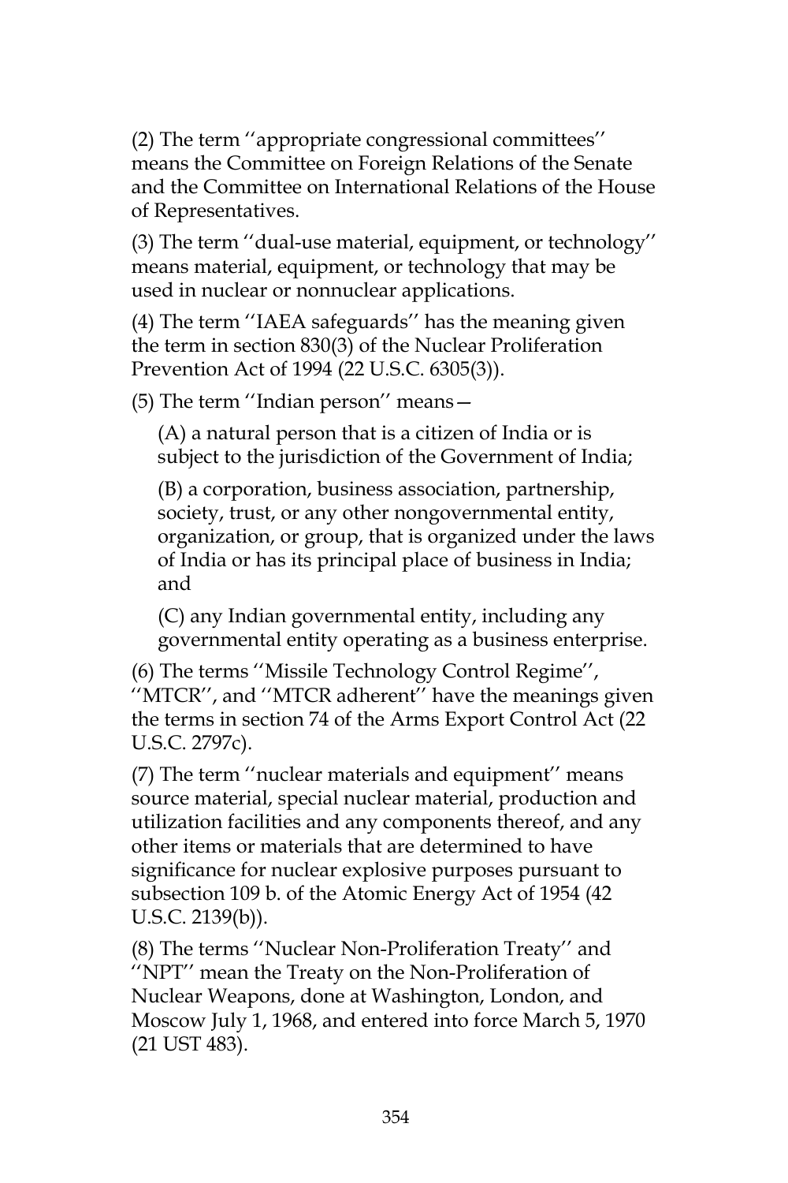(2) The term ''appropriate congressional committees'' means the Committee on Foreign Relations of the Senate and the Committee on International Relations of the House of Representatives.

(3) The term ''dual-use material, equipment, or technology'' means material, equipment, or technology that may be used in nuclear or nonnuclear applications.

(4) The term ''IAEA safeguards'' has the meaning given the term in section 830(3) of the Nuclear Proliferation Prevention Act of 1994 (22 U.S.C. 6305(3)).

(5) The term ''Indian person'' means—

(A) a natural person that is a citizen of India or is subject to the jurisdiction of the Government of India;

(B) a corporation, business association, partnership, society, trust, or any other nongovernmental entity, organization, or group, that is organized under the laws of India or has its principal place of business in India; and

(C) any Indian governmental entity, including any governmental entity operating as a business enterprise.

(6) The terms ''Missile Technology Control Regime'', ''MTCR'', and ''MTCR adherent'' have the meanings given the terms in section 74 of the Arms Export Control Act (22 U.S.C. 2797c).

(7) The term ''nuclear materials and equipment'' means source material, special nuclear material, production and utilization facilities and any components thereof, and any other items or materials that are determined to have significance for nuclear explosive purposes pursuant to subsection 109 b. of the Atomic Energy Act of 1954 (42 U.S.C. 2139(b)).

(8) The terms ''Nuclear Non-Proliferation Treaty'' and ''NPT'' mean the Treaty on the Non-Proliferation of Nuclear Weapons, done at Washington, London, and Moscow July 1, 1968, and entered into force March 5, 1970 (21 UST 483).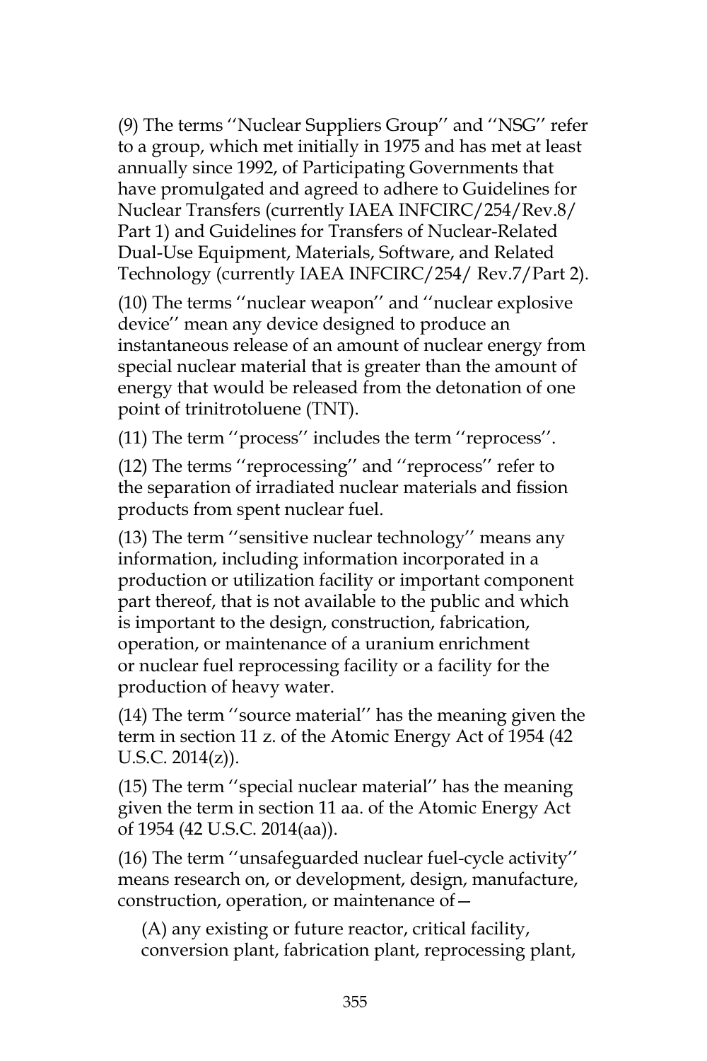(9) The terms ''Nuclear Suppliers Group'' and ''NSG'' refer to a group, which met initially in 1975 and has met at least annually since 1992, of Participating Governments that have promulgated and agreed to adhere to Guidelines for Nuclear Transfers (currently IAEA INFCIRC/254/Rev.8/ Part 1) and Guidelines for Transfers of Nuclear-Related Dual-Use Equipment, Materials, Software, and Related Technology (currently IAEA INFCIRC/254/ Rev.7/Part 2).

(10) The terms ''nuclear weapon'' and ''nuclear explosive device'' mean any device designed to produce an instantaneous release of an amount of nuclear energy from special nuclear material that is greater than the amount of energy that would be released from the detonation of one point of trinitrotoluene (TNT).

(11) The term ''process'' includes the term ''reprocess''.

(12) The terms ''reprocessing'' and ''reprocess'' refer to the separation of irradiated nuclear materials and fission products from spent nuclear fuel.

(13) The term ''sensitive nuclear technology'' means any information, including information incorporated in a production or utilization facility or important component part thereof, that is not available to the public and which is important to the design, construction, fabrication, operation, or maintenance of a uranium enrichment or nuclear fuel reprocessing facility or a facility for the production of heavy water.

(14) The term ''source material'' has the meaning given the term in section 11 z. of the Atomic Energy Act of 1954 (42 U.S.C. 2014(z)).

(15) The term ''special nuclear material'' has the meaning given the term in section 11 aa. of the Atomic Energy Act of 1954 (42 U.S.C. 2014(aa)).

(16) The term ''unsafeguarded nuclear fuel-cycle activity'' means research on, or development, design, manufacture, construction, operation, or maintenance of—

(A) any existing or future reactor, critical facility, conversion plant, fabrication plant, reprocessing plant,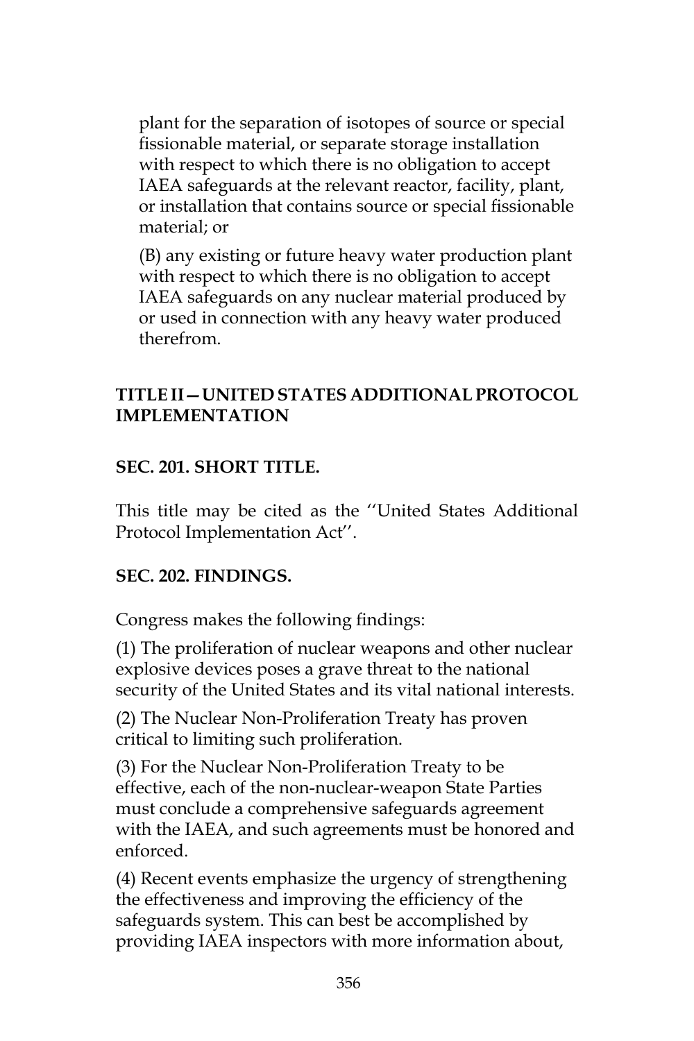plant for the separation of isotopes of source or special fissionable material, or separate storage installation with respect to which there is no obligation to accept IAEA safeguards at the relevant reactor, facility, plant, or installation that contains source or special fissionable material; or

(B) any existing or future heavy water production plant with respect to which there is no obligation to accept IAEA safeguards on any nuclear material produced by or used in connection with any heavy water produced therefrom.

## TITLE II—UNITED STATES ADDITIONAL PROTOCOL IMPLEMENTATION

### SEC. 201. SHORT TITLE.

This title may be cited as the ''United States Additional Protocol Implementation Act''.

### SEC. 202. FINDINGS.

Congress makes the following findings:

(1) The proliferation of nuclear weapons and other nuclear explosive devices poses a grave threat to the national security of the United States and its vital national interests.

(2) The Nuclear Non-Proliferation Treaty has proven critical to limiting such proliferation.

(3) For the Nuclear Non-Proliferation Treaty to be effective, each of the non-nuclear-weapon State Parties must conclude a comprehensive safeguards agreement with the IAEA, and such agreements must be honored and enforced.

(4) Recent events emphasize the urgency of strengthening the effectiveness and improving the efficiency of the safeguards system. This can best be accomplished by providing IAEA inspectors with more information about,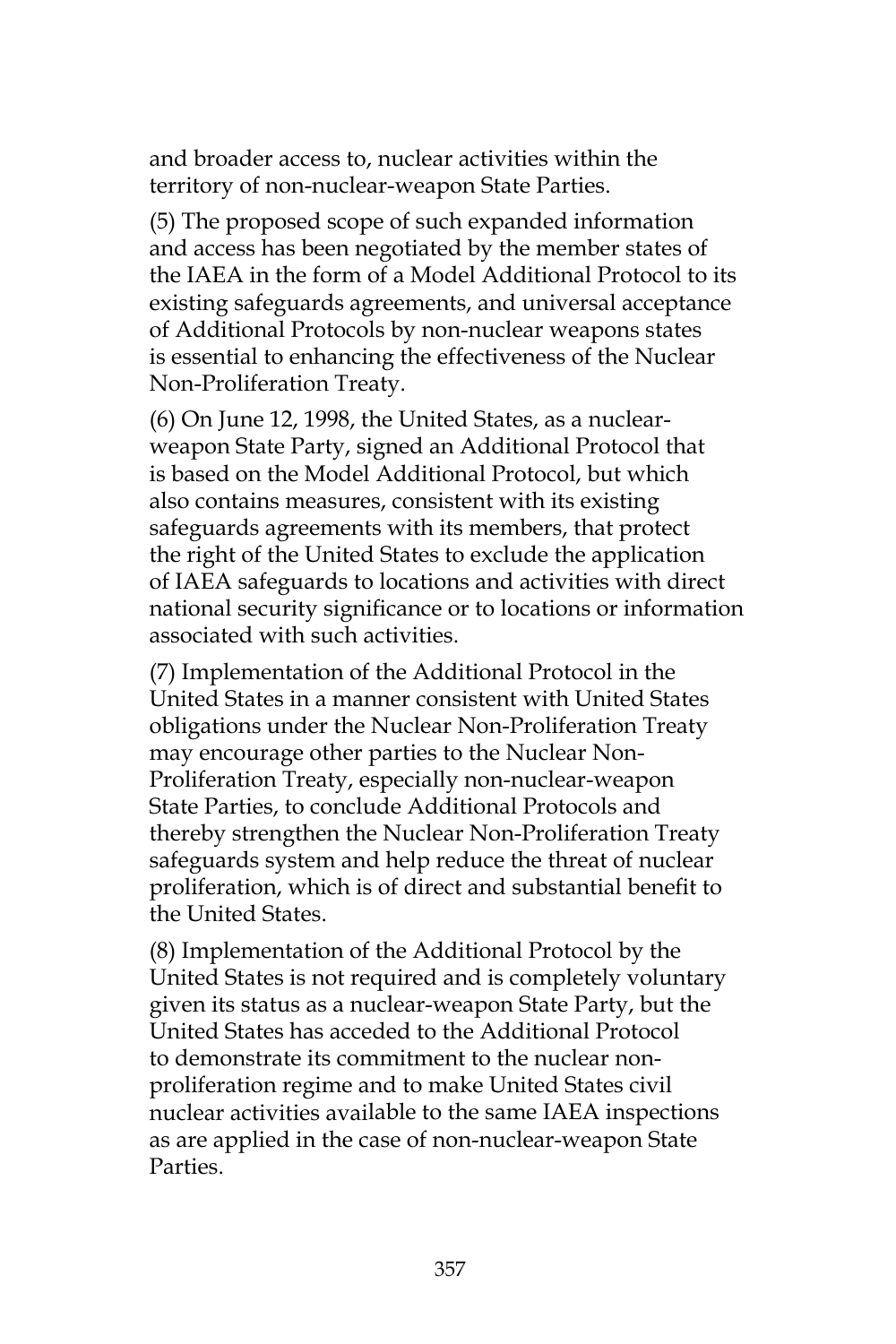and broader access to, nuclear activities within the territory of non-nuclear-weapon State Parties.

(5) The proposed scope of such expanded information and access has been negotiated by the member states of the IAEA in the form of a Model Additional Protocol to its existing safeguards agreements, and universal acceptance of Additional Protocols by non-nuclear weapons states is essential to enhancing the effectiveness of the Nuclear Non-Proliferation Treaty.

(6) On June 12, 1998, the United States, as a nuclear-weapon State Party, signed an Additional Protocol that is based on the Model Additional Protocol, but which also contains measures, consistent with its existing safeguards agreements with its members, that protect the right of the United States to exclude the application of IAEA safeguards to locations and activities with direct national security significance or to locations or information associated with such activities.

(7) Implementation of the Additional Protocol in the United States in a manner consistent with United States obligations under the Nuclear Non-Proliferation Treaty may encourage other parties to the Nuclear Non-Proliferation Treaty, especially non-nuclear-weapon State Parties, to conclude Additional Protocols and thereby strengthen the Nuclear Non-Proliferation Treaty safeguards system and help reduce the threat of nuclear proliferation, which is of direct and substantial benefit to the United States.

(8) Implementation of the Additional Protocol by the United States is not required and is completely voluntary given its status as a nuclear-weapon State Party, but the United States has acceded to the Additional Protocol to demonstrate its commitment to the nuclear non-proliferation regime and to make United States civil nuclear activities available to the same IAEA inspections as are applied in the case of non-nuclear-weapon State Parties.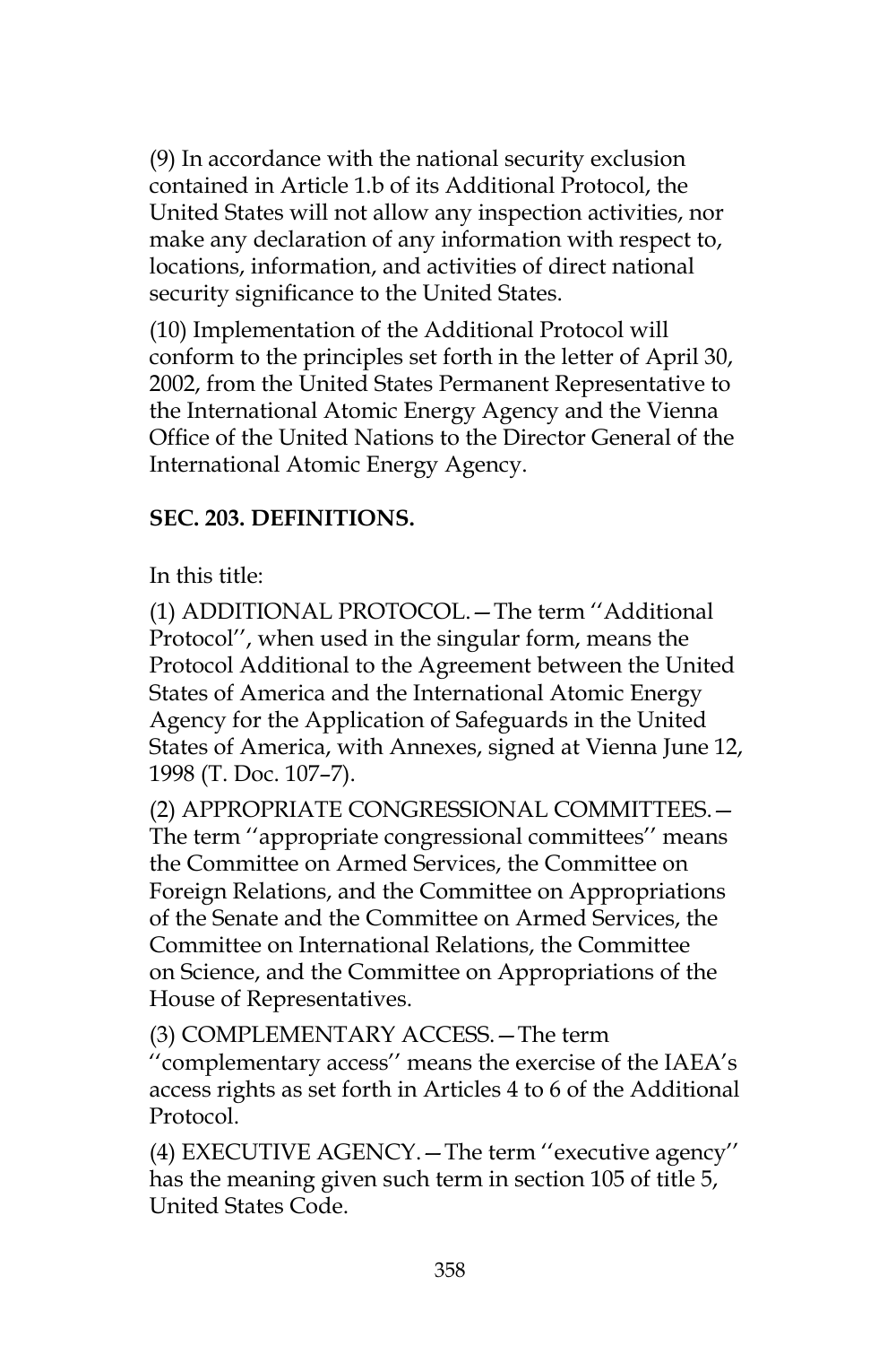(9) In accordance with the national security exclusion contained in Article 1.b of its Additional Protocol, the United States will not allow any inspection activities, nor make any declaration of any information with respect to, locations, information, and activities of direct national security significance to the United States.

(10) Implementation of the Additional Protocol will conform to the principles set forth in the letter of April 30, 2002, from the United States Permanent Representative to the International Atomic Energy Agency and the Vienna Office of the United Nations to the Director General of the International Atomic Energy Agency.

**SEC. 203. DEFINITIONS.**

In this title:

(1) ADDITIONAL PROTOCOL.—The term ''Additional Protocol'', when used in the singular form, means the Protocol Additional to the Agreement between the United States of America and the International Atomic Energy Agency for the Application of Safeguards in the United States of America, with Annexes, signed at Vienna June 12, 1998 (T. Doc. 107–7).

(2) APPROPRIATE CONGRESSIONAL COMMITTEES.—The term ''appropriate congressional committees'' means the Committee on Armed Services, the Committee on Foreign Relations, and the Committee on Appropriations of the Senate and the Committee on Armed Services, the Committee on International Relations, the Committee on Science, and the Committee on Appropriations of the House of Representatives.

(3) COMPLEMENTARY ACCESS.—The term ''complementary access'' means the exercise of the IAEA's access rights as set forth in Articles 4 to 6 of the Additional Protocol.

(4) EXECUTIVE AGENCY.—The term ''executive agency'' has the meaning given such term in section 105 of title 5, United States Code.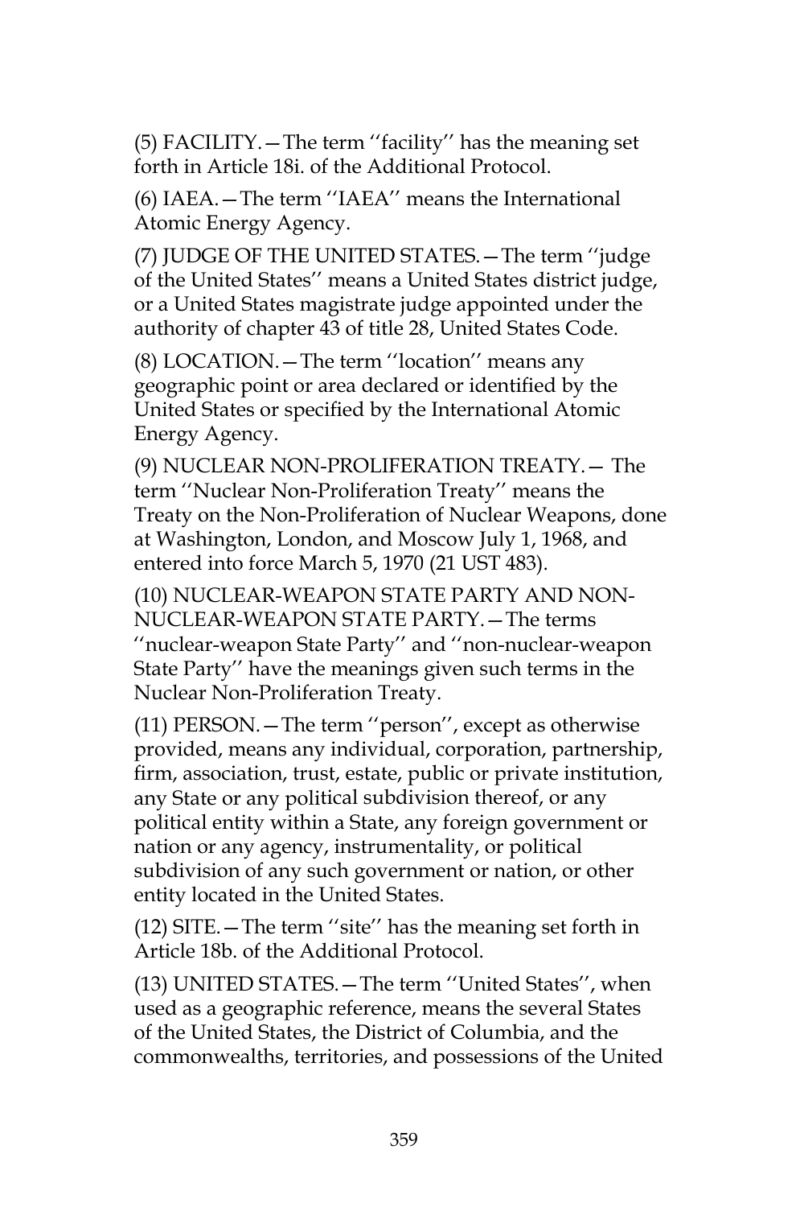(5) FACILITY.—The term ''facility'' has the meaning set forth in Article 18i. of the Additional Protocol.

(6) IAEA.—The term ''IAEA'' means the International Atomic Energy Agency.

(7) JUDGE OF THE UNITED STATES.—The term ''judge of the United States'' means a United States district judge, or a United States magistrate judge appointed under the authority of chapter 43 of title 28, United States Code.

(8) LOCATION.—The term ''location'' means any geographic point or area declared or identified by the United States or specified by the International Atomic Energy Agency.

(9) NUCLEAR NON-PROLIFERATION TREATY.— The term ''Nuclear Non-Proliferation Treaty'' means the Treaty on the Non-Proliferation of Nuclear Weapons, done at Washington, London, and Moscow July 1, 1968, and entered into force March 5, 1970 (21 UST 483).

(10) NUCLEAR-WEAPON STATE PARTY AND NON-NUCLEAR-WEAPON STATE PARTY.—The terms ''nuclear-weapon State Party'' and ''non-nuclear-weapon State Party'' have the meanings given such terms in the Nuclear Non-Proliferation Treaty.

(11) PERSON.—The term ''person'', except as otherwise provided, means any individual, corporation, partnership, firm, association, trust, estate, public or private institution, any State or any political subdivision thereof, or any political entity within a State, any foreign government or nation or any agency, instrumentality, or political subdivision of any such government or nation, or other entity located in the United States.

(12) SITE.—The term ''site'' has the meaning set forth in Article 18b. of the Additional Protocol.

(13) UNITED STATES.—The term ''United States'', when used as a geographic reference, means the several States of the United States, the District of Columbia, and the commonwealths, territories, and possessions of the United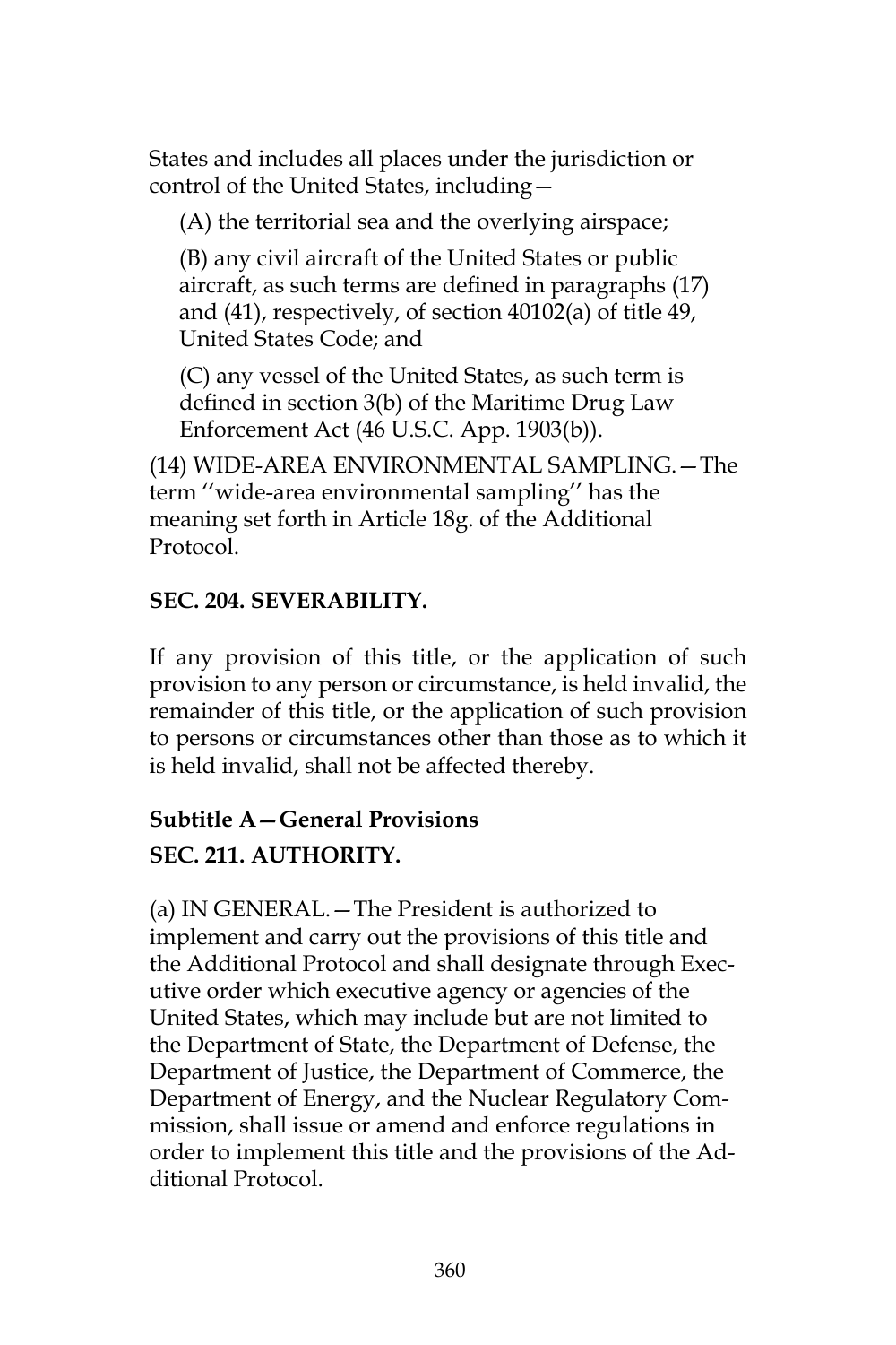States and includes all places under the jurisdiction or control of the United States, including—

(A) the territorial sea and the overlying airspace;

(B) any civil aircraft of the United States or public aircraft, as such terms are defined in paragraphs (17) and (41), respectively, of section 40102(a) of title 49, United States Code; and

(C) any vessel of the United States, as such term is defined in section 3(b) of the Maritime Drug Law Enforcement Act (46 U.S.C. App. 1903(b)).

(14) WIDE-AREA ENVIRONMENTAL SAMPLING.—The term ''wide-area environmental sampling'' has the meaning set forth in Article 18g. of the Additional Protocol.

**SEC. 204. SEVERABILITY.**

If any provision of this title, or the application of such provision to any person or circumstance, is held invalid, the remainder of this title, or the application of such provision to persons or circumstances other than those as to which it is held invalid, shall not be affected thereby.

**Subtitle A—General Provisions**

**SEC. 211. AUTHORITY.**

(a) IN GENERAL.—The President is authorized to implement and carry out the provisions of this title and the Additional Protocol and shall designate through Executive order which executive agency or agencies of the United States, which may include but are not limited to the Department of State, the Department of Defense, the Department of Justice, the Department of Commerce, the Department of Energy, and the Nuclear Regulatory Commission, shall issue or amend and enforce regulations in order to implement this title and the provisions of the Additional Protocol.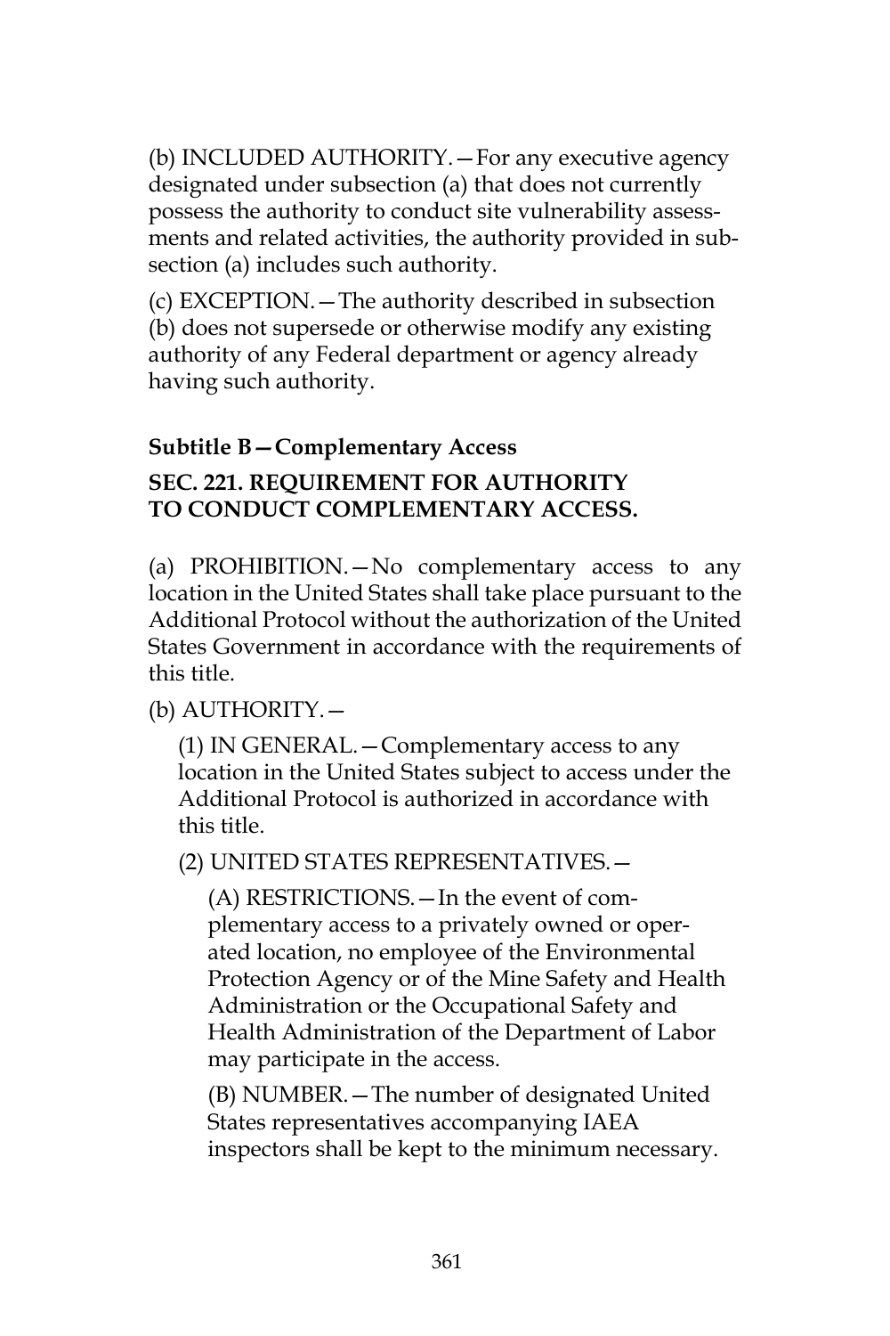(b) INCLUDED AUTHORITY.—For any executive agency designated under subsection (a) that does not currently possess the authority to conduct site vulnerability assessments and related activities, the authority provided in subsection (a) includes such authority.

(c) EXCEPTION.—The authority described in subsection (b) does not supersede or otherwise modify any existing authority of any Federal department or agency already having such authority.

### Subtitle B—Complementary Access

### SEC. 221. REQUIREMENT FOR AUTHORITY TO CONDUCT COMPLEMENTARY ACCESS.

(a) PROHIBITION.—No complementary access to any location in the United States shall take place pursuant to the Additional Protocol without the authorization of the United States Government in accordance with the requirements of this title.

(b) AUTHORITY.—

(1) IN GENERAL.—Complementary access to any location in the United States subject to access under the Additional Protocol is authorized in accordance with this title.

(2) UNITED STATES REPRESENTATIVES.—

(A) RESTRICTIONS.—In the event of complementary access to a privately owned or operated location, no employee of the Environmental Protection Agency or of the Mine Safety and Health Administration or the Occupational Safety and Health Administration of the Department of Labor may participate in the access.

(B) NUMBER.—The number of designated United States representatives accompanying IAEA inspectors shall be kept to the minimum necessary.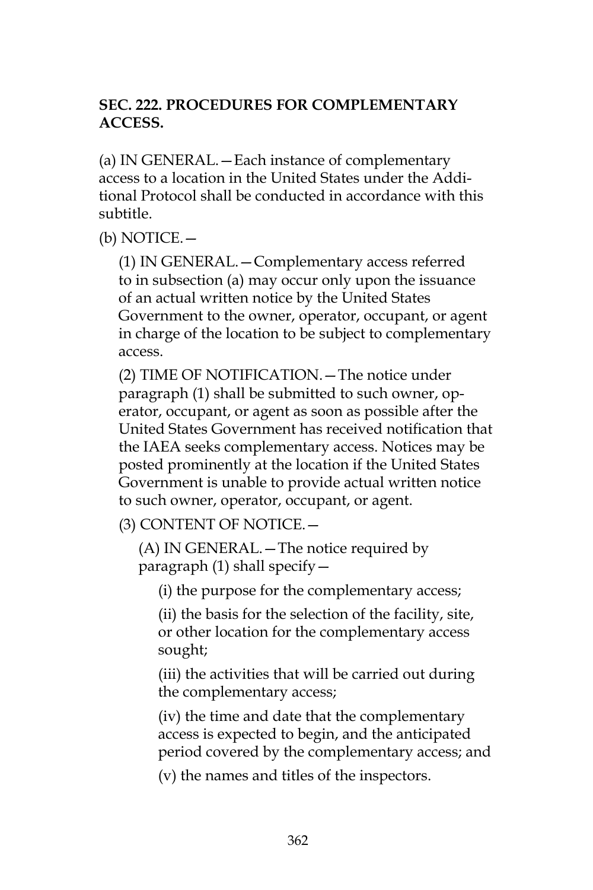### SEC. 222. PROCEDURES FOR COMPLEMENTARY ACCESS.

(a) IN GENERAL.—Each instance of complementary access to a location in the United States under the Additional Protocol shall be conducted in accordance with this subtitle.

(b) NOTICE.—

(1) IN GENERAL.—Complementary access referred to in subsection (a) may occur only upon the issuance of an actual written notice by the United States Government to the owner, operator, occupant, or agent in charge of the location to be subject to complementary access.

(2) TIME OF NOTIFICATION.—The notice under paragraph (1) shall be submitted to such owner, operator, occupant, or agent as soon as possible after the United States Government has received notification that the IAEA seeks complementary access. Notices may be posted prominently at the location if the United States Government is unable to provide actual written notice to such owner, operator, occupant, or agent.

(3) CONTENT OF NOTICE.—

(A) IN GENERAL.—The notice required by paragraph (1) shall specify—

(i) the purpose for the complementary access;

(ii) the basis for the selection of the facility, site, or other location for the complementary access sought;

(iii) the activities that will be carried out during the complementary access;

(iv) the time and date that the complementary access is expected to begin, and the anticipated period covered by the complementary access; and

(v) the names and titles of the inspectors.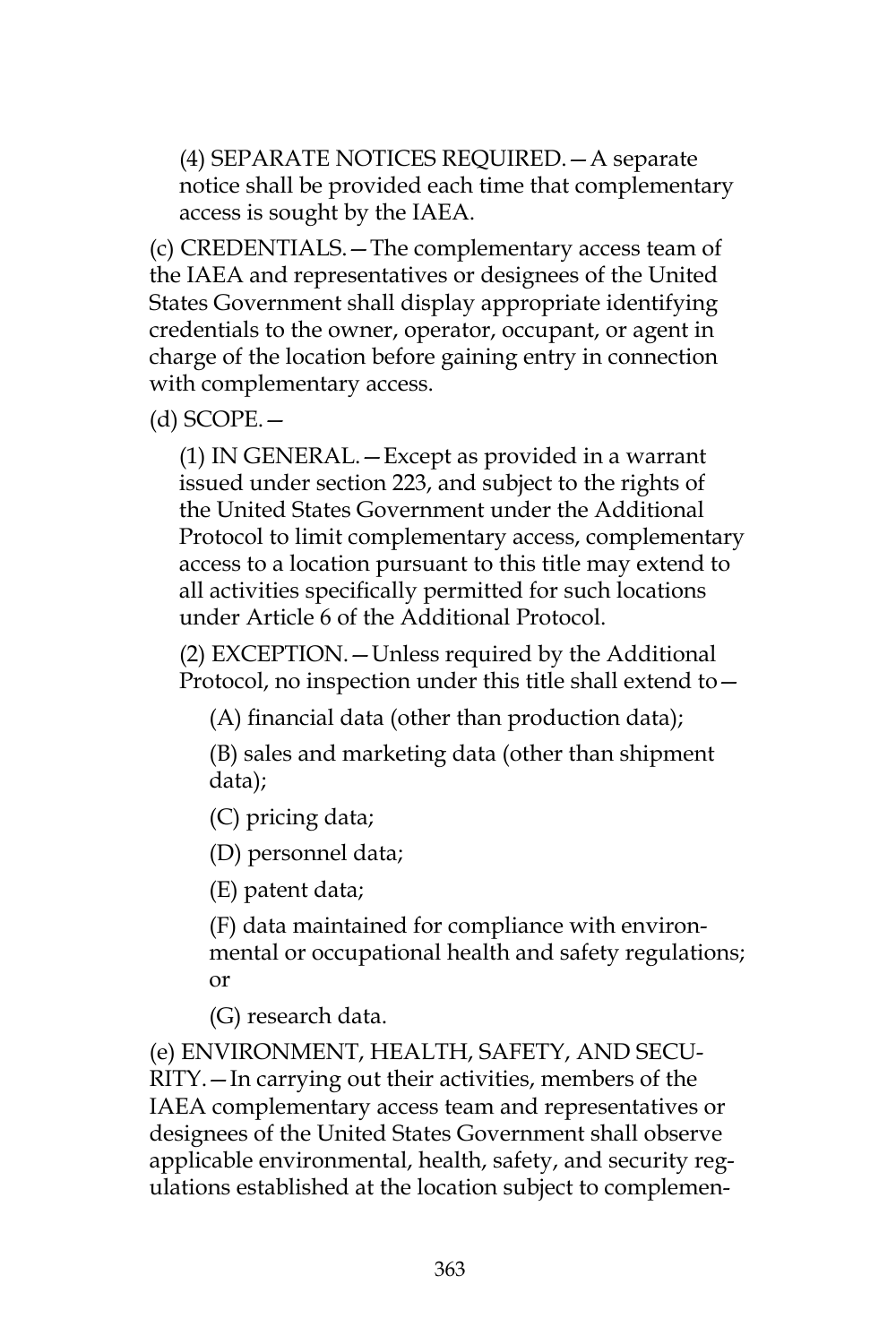(4) SEPARATE NOTICES REQUIRED.—A separate notice shall be provided each time that complementary access is sought by the IAEA.

(c) CREDENTIALS.—The complementary access team of the IAEA and representatives or designees of the United States Government shall display appropriate identifying credentials to the owner, operator, occupant, or agent in charge of the location before gaining entry in connection with complementary access.

(d) SCOPE.—

(1) IN GENERAL.—Except as provided in a warrant issued under section 223, and subject to the rights of the United States Government under the Additional Protocol to limit complementary access, complementary access to a location pursuant to this title may extend to all activities specifically permitted for such locations under Article 6 of the Additional Protocol.

(2) EXCEPTION.—Unless required by the Additional Protocol, no inspection under this title shall extend to—

(A) financial data (other than production data);

(B) sales and marketing data (other than shipment data);

(C) pricing data;

(D) personnel data;

(E) patent data;

(F) data maintained for compliance with environmental or occupational health and safety regulations; or

(G) research data.

(e) ENVIRONMENT, HEALTH, SAFETY, AND SECURITY.—In carrying out their activities, members of the IAEA complementary access team and representatives or designees of the United States Government shall observe applicable environmental, health, safety, and security regulations established at the location subject to complemen-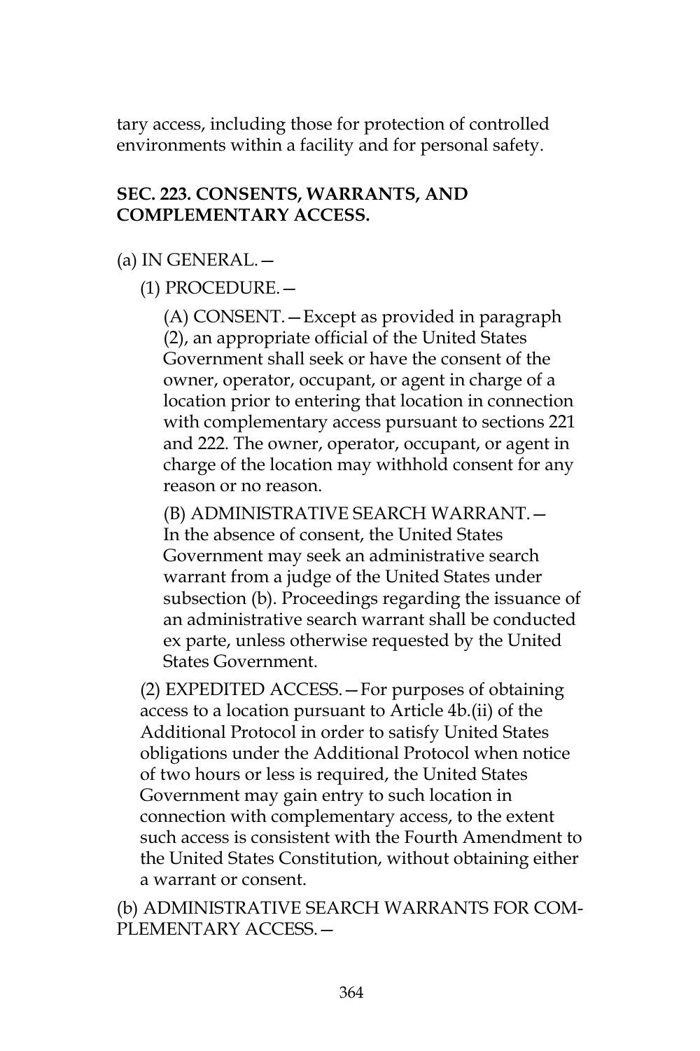tary access, including those for protection of controlled environments within a facility and for personal safety.

**SEC. 223. CONSENTS, WARRANTS, AND COMPLEMENTARY ACCESS.**

(a) IN GENERAL.—

(1) PROCEDURE.—

(A) CONSENT.—Except as provided in paragraph (2), an appropriate official of the United States Government shall seek or have the consent of the owner, operator, occupant, or agent in charge of a location prior to entering that location in connection with complementary access pursuant to sections 221 and 222. The owner, operator, occupant, or agent in charge of the location may withhold consent for any reason or no reason.

(B) ADMINISTRATIVE SEARCH WARRANT.—In the absence of consent, the United States Government may seek an administrative search warrant from a judge of the United States under subsection (b). Proceedings regarding the issuance of an administrative search warrant shall be conducted ex parte, unless otherwise requested by the United States Government.

(2) EXPEDITED ACCESS.—For purposes of obtaining access to a location pursuant to Article 4b.(ii) of the Additional Protocol in order to satisfy United States obligations under the Additional Protocol when notice of two hours or less is required, the United States Government may gain entry to such location in connection with complementary access, to the extent such access is consistent with the Fourth Amendment to the United States Constitution, without obtaining either a warrant or consent.

(b) ADMINISTRATIVE SEARCH WARRANTS FOR COMPLEMENTARY ACCESS.—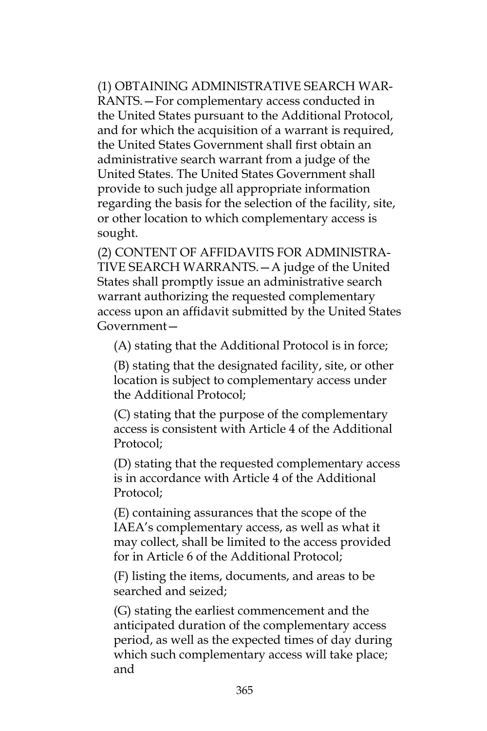(1) OBTAINING ADMINISTRATIVE SEARCH WARRANTS.—For complementary access conducted in the United States pursuant to the Additional Protocol, and for which the acquisition of a warrant is required, the United States Government shall first obtain an administrative search warrant from a judge of the United States. The United States Government shall provide to such judge all appropriate information regarding the basis for the selection of the facility, site, or other location to which complementary access is sought.

(2) CONTENT OF AFFIDAVITS FOR ADMINISTRATIVE SEARCH WARRANTS.—A judge of the United States shall promptly issue an administrative search warrant authorizing the requested complementary access upon an affidavit submitted by the United States Government—

(A) stating that the Additional Protocol is in force;

(B) stating that the designated facility, site, or other location is subject to complementary access under the Additional Protocol;

(C) stating that the purpose of the complementary access is consistent with Article 4 of the Additional Protocol;

(D) stating that the requested complementary access is in accordance with Article 4 of the Additional Protocol;

(E) containing assurances that the scope of the IAEA's complementary access, as well as what it may collect, shall be limited to the access provided for in Article 6 of the Additional Protocol;

(F) listing the items, documents, and areas to be searched and seized;

(G) stating the earliest commencement and the anticipated duration of the complementary access period, as well as the expected times of day during which such complementary access will take place; and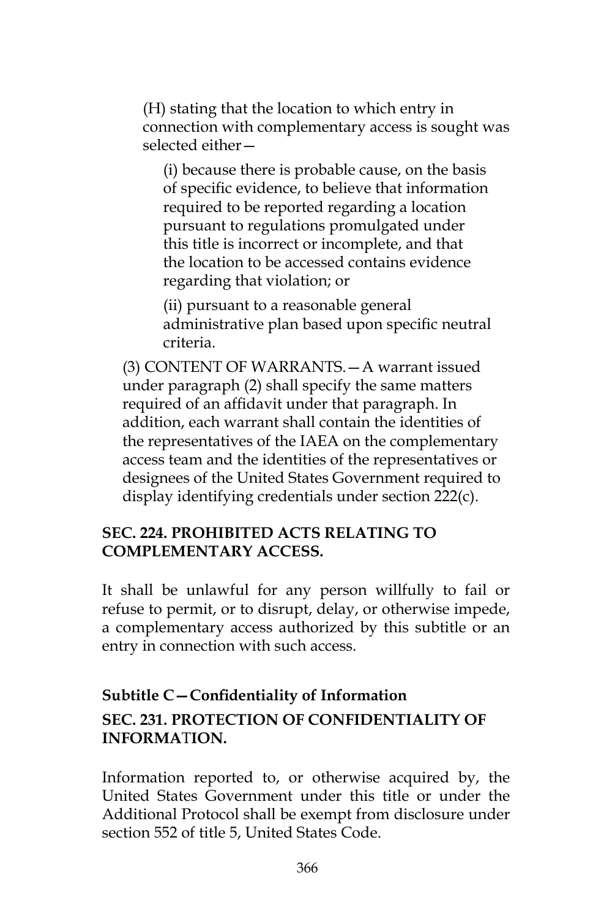(H) stating that the location to which entry in connection with complementary access is sought was selected either—

(i) because there is probable cause, on the basis of specific evidence, to believe that information required to be reported regarding a location pursuant to regulations promulgated under this title is incorrect or incomplete, and that the location to be accessed contains evidence regarding that violation; or

(ii) pursuant to a reasonable general administrative plan based upon specific neutral criteria.

(3) CONTENT OF WARRANTS.—A warrant issued under paragraph (2) shall specify the same matters required of an affidavit under that paragraph. In addition, each warrant shall contain the identities of the representatives of the IAEA on the complementary access team and the identities of the representatives or designees of the United States Government required to display identifying credentials under section 222(c).

### SEC. 224. PROHIBITED ACTS RELATING TO COMPLEMENTARY ACCESS.

It shall be unlawful for any person willfully to fail or refuse to permit, or to disrupt, delay, or otherwise impede, a complementary access authorized by this subtitle or an entry in connection with such access.

## Subtitle C—Confidentiality of Information

### SEC. 231. PROTECTION OF CONFIDENTIALITY OF INFORMATION.

Information reported to, or otherwise acquired by, the United States Government under this title or under the Additional Protocol shall be exempt from disclosure under section 552 of title 5, United States Code.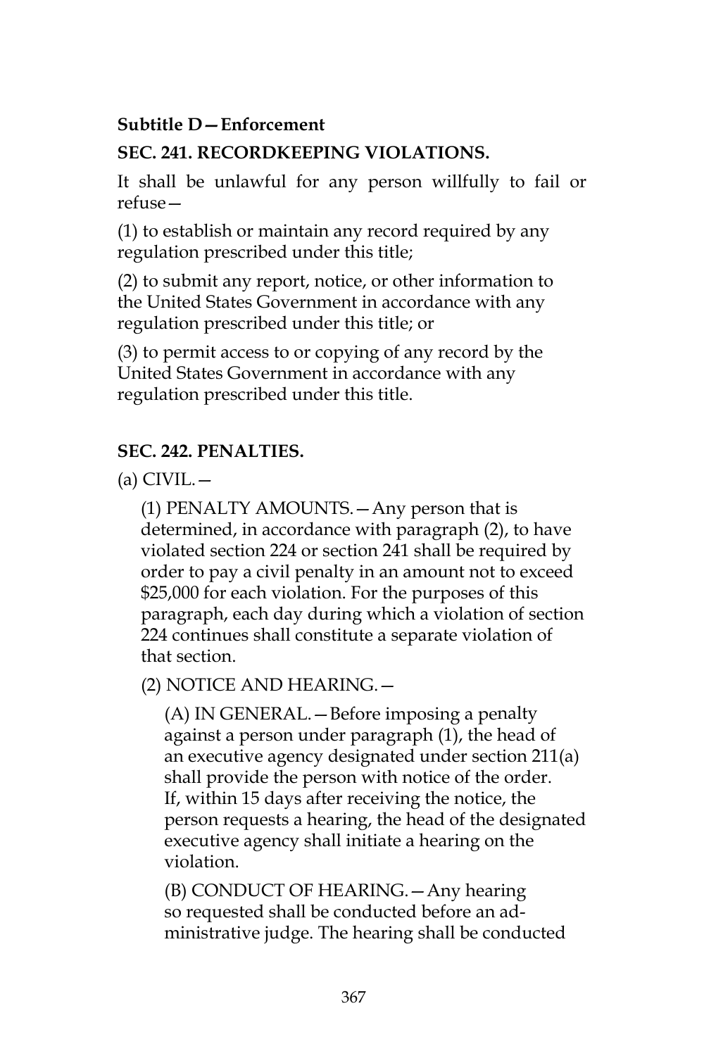### Subtitle D—Enforcement

### SEC. 241. RECORDKEEPING VIOLATIONS.

It shall be unlawful for any person willfully to fail or refuse—

(1) to establish or maintain any record required by any regulation prescribed under this title;

(2) to submit any report, notice, or other information to the United States Government in accordance with any regulation prescribed under this title; or

(3) to permit access to or copying of any record by the United States Government in accordance with any regulation prescribed under this title.

### SEC. 242. PENALTIES.

(a) CIVIL.—

(1) PENALTY AMOUNTS.—Any person that is determined, in accordance with paragraph (2), to have violated section 224 or section 241 shall be required by order to pay a civil penalty in an amount not to exceed $25,000 for each violation. For the purposes of this paragraph, each day during which a violation of section 224 continues shall constitute a separate violation of that section.

(2) NOTICE AND HEARING.—

(A) IN GENERAL.—Before imposing a penalty against a person under paragraph (1), the head of an executive agency designated under section 211(a) shall provide the person with notice of the order. If, within 15 days after receiving the notice, the person requests a hearing, the head of the designated executive agency shall initiate a hearing on the violation.

(B) CONDUCT OF HEARING.—Any hearing so requested shall be conducted before an administrative judge. The hearing shall be conducted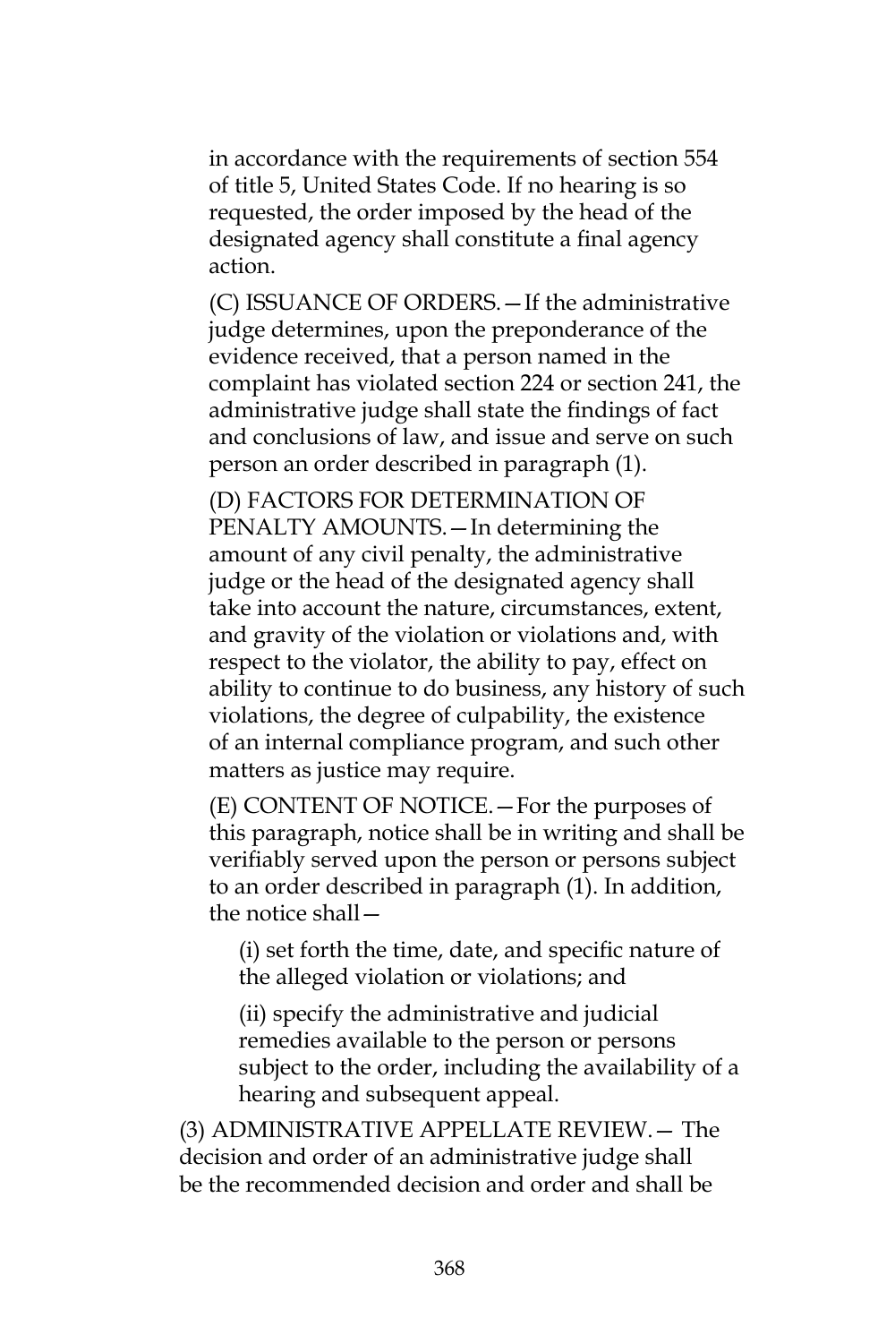in accordance with the requirements of section 554 of title 5, United States Code. If no hearing is so requested, the order imposed by the head of the designated agency shall constitute a final agency action.

(C) ISSUANCE OF ORDERS.—If the administrative judge determines, upon the preponderance of the evidence received, that a person named in the complaint has violated section 224 or section 241, the administrative judge shall state the findings of fact and conclusions of law, and issue and serve on such person an order described in paragraph (1).

(D) FACTORS FOR DETERMINATION OF PENALTY AMOUNTS.—In determining the amount of any civil penalty, the administrative judge or the head of the designated agency shall take into account the nature, circumstances, extent, and gravity of the violation or violations and, with respect to the violator, the ability to pay, effect on ability to continue to do business, any history of such violations, the degree of culpability, the existence of an internal compliance program, and such other matters as justice may require.

(E) CONTENT OF NOTICE.—For the purposes of this paragraph, notice shall be in writing and shall be verifiably served upon the person or persons subject to an order described in paragraph (1). In addition, the notice shall—

(i) set forth the time, date, and specific nature of the alleged violation or violations; and

(ii) specify the administrative and judicial remedies available to the person or persons subject to the order, including the availability of a hearing and subsequent appeal.

(3) ADMINISTRATIVE APPELLATE REVIEW.— The decision and order of an administrative judge shall be the recommended decision and order and shall be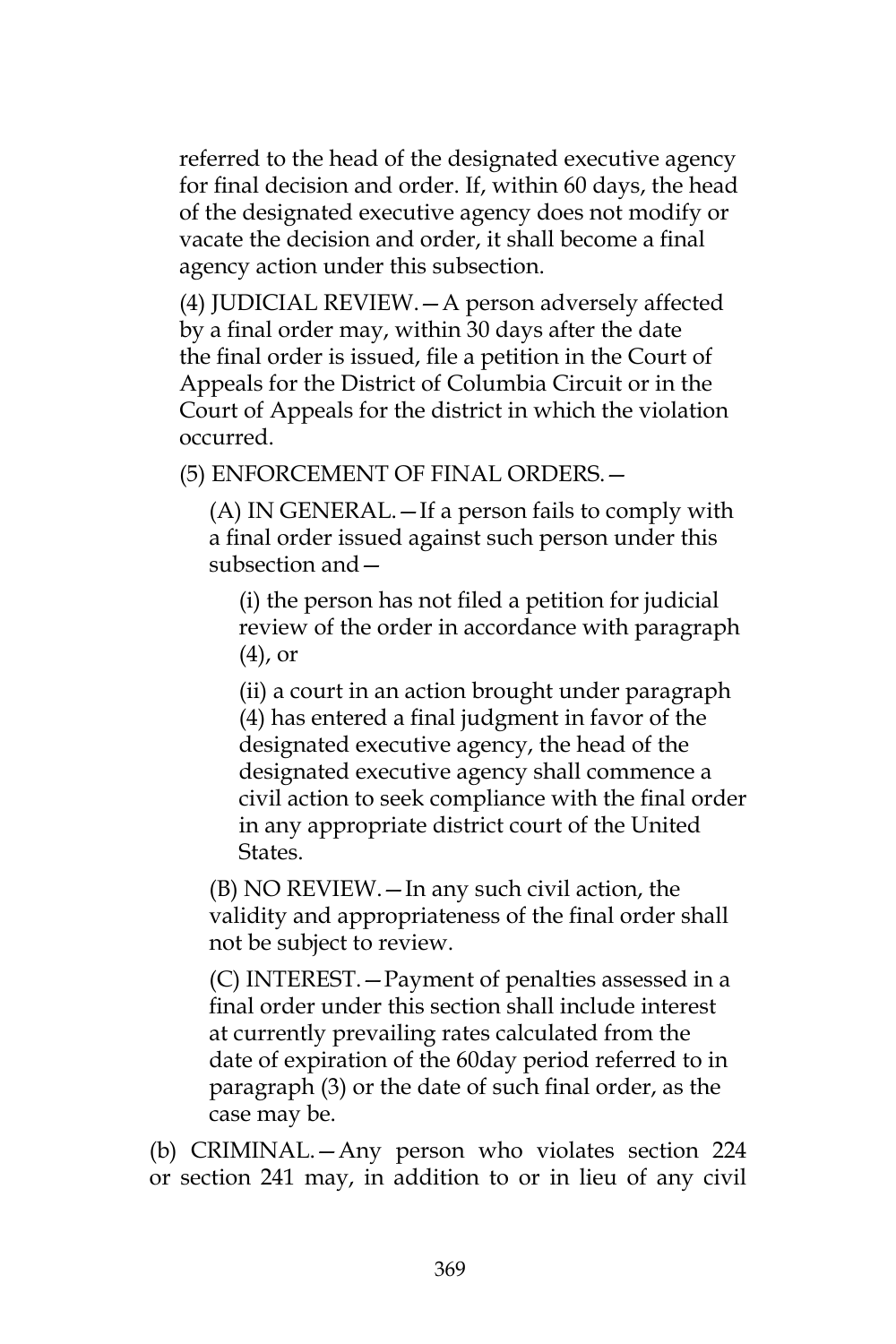referred to the head of the designated executive agency for final decision and order. If, within 60 days, the head of the designated executive agency does not modify or vacate the decision and order, it shall become a final agency action under this subsection.

(4) JUDICIAL REVIEW.—A person adversely affected by a final order may, within 30 days after the date the final order is issued, file a petition in the Court of Appeals for the District of Columbia Circuit or in the Court of Appeals for the district in which the violation occurred.

(5) ENFORCEMENT OF FINAL ORDERS.—

(A) IN GENERAL.—If a person fails to comply with a final order issued against such person under this subsection and—

(i) the person has not filed a petition for judicial review of the order in accordance with paragraph (4), or

(ii) a court in an action brought under paragraph (4) has entered a final judgment in favor of the designated executive agency, the head of the designated executive agency shall commence a civil action to seek compliance with the final order in any appropriate district court of the United States.

(B) NO REVIEW.—In any such civil action, the validity and appropriateness of the final order shall not be subject to review.

(C) INTEREST.—Payment of penalties assessed in a final order under this section shall include interest at currently prevailing rates calculated from the date of expiration of the 60day period referred to in paragraph (3) or the date of such final order, as the case may be.

(b) CRIMINAL.—Any person who violates section 224 or section 241 may, in addition to or in lieu of any civil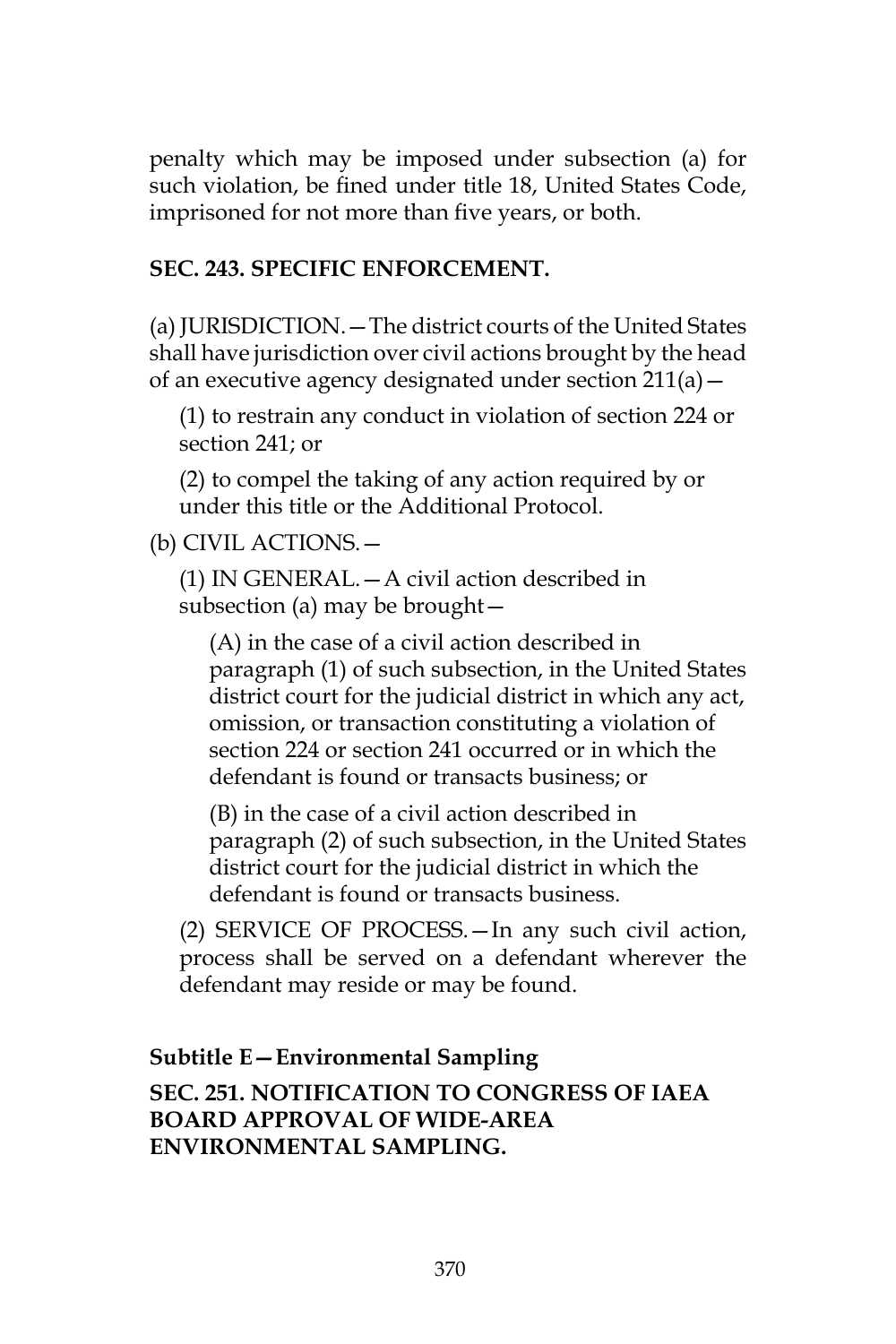penalty which may be imposed under subsection (a) for such violation, be fined under title 18, United States Code, imprisoned for not more than five years, or both.

**SEC. 243. SPECIFIC ENFORCEMENT.**

(a) JURISDICTION.—The district courts of the United States shall have jurisdiction over civil actions brought by the head of an executive agency designated under section 211(a)—

(1) to restrain any conduct in violation of section 224 or section 241; or

(2) to compel the taking of any action required by or under this title or the Additional Protocol.

(b) CIVIL ACTIONS.—

(1) IN GENERAL.—A civil action described in subsection (a) may be brought—

(A) in the case of a civil action described in paragraph (1) of such subsection, in the United States district court for the judicial district in which any act, omission, or transaction constituting a violation of section 224 or section 241 occurred or in which the defendant is found or transacts business; or

(B) in the case of a civil action described in paragraph (2) of such subsection, in the United States district court for the judicial district in which the defendant is found or transacts business.

(2) SERVICE OF PROCESS.—In any such civil action, process shall be served on a defendant wherever the defendant may reside or may be found.

**Subtitle E—Environmental Sampling**

**SEC. 251. NOTIFICATION TO CONGRESS OF IAEA BOARD APPROVAL OF WIDE-AREA ENVIRONMENTAL SAMPLING.**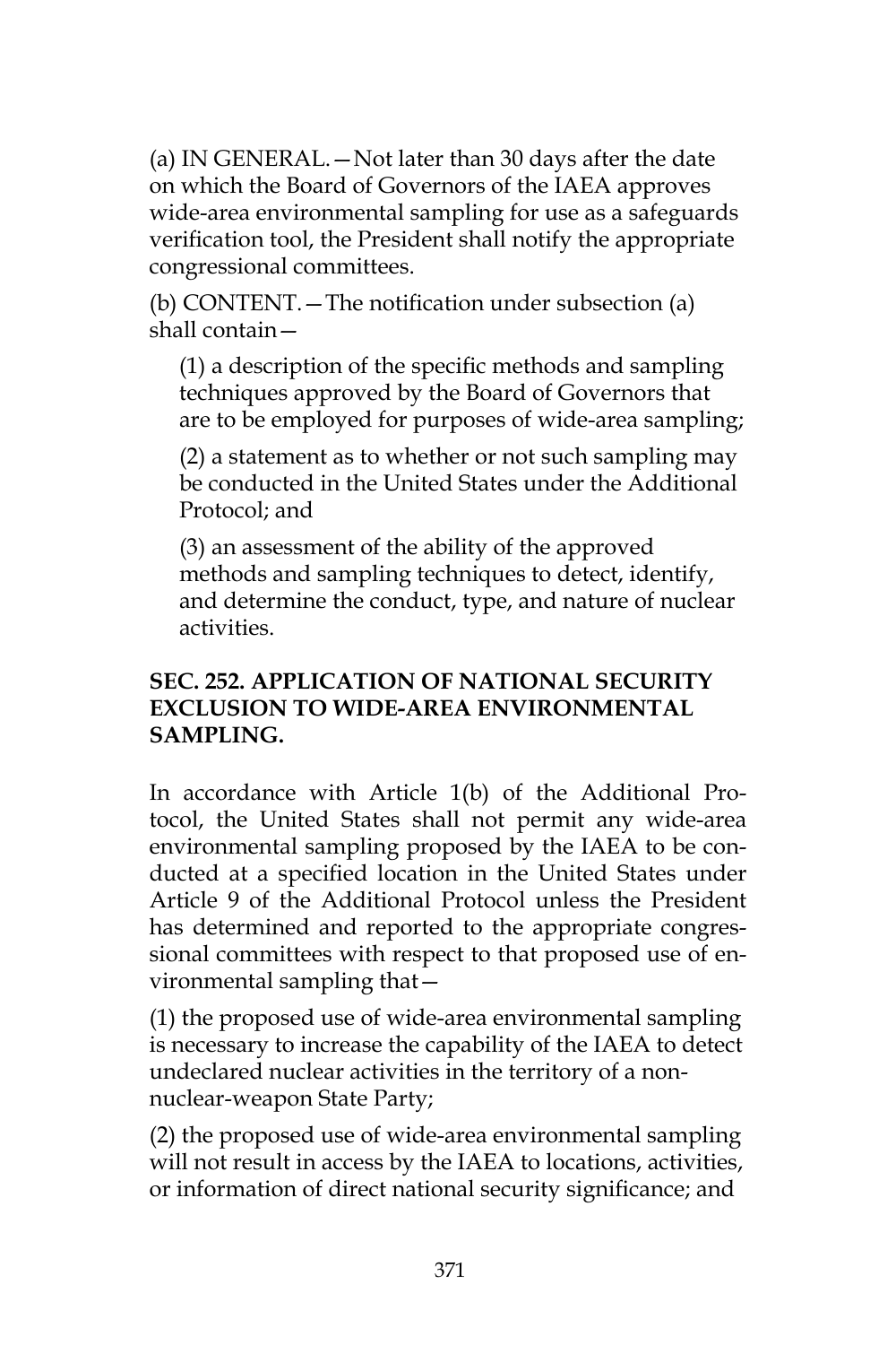(a) IN GENERAL.—Not later than 30 days after the date on which the Board of Governors of the IAEA approves wide-area environmental sampling for use as a safeguards verification tool, the President shall notify the appropriate congressional committees.

(b) CONTENT.—The notification under subsection (a) shall contain—

(1) a description of the specific methods and sampling techniques approved by the Board of Governors that are to be employed for purposes of wide-area sampling;

(2) a statement as to whether or not such sampling may be conducted in the United States under the Additional Protocol; and

(3) an assessment of the ability of the approved methods and sampling techniques to detect, identify, and determine the conduct, type, and nature of nuclear activities.

### SEC. 252. APPLICATION OF NATIONAL SECURITY EXCLUSION TO WIDE-AREA ENVIRONMENTAL SAMPLING.

In accordance with Article 1(b) of the Additional Protocol, the United States shall not permit any wide-area environmental sampling proposed by the IAEA to be conducted at a specified location in the United States under Article 9 of the Additional Protocol unless the President has determined and reported to the appropriate congressional committees with respect to that proposed use of environmental sampling that—

(1) the proposed use of wide-area environmental sampling is necessary to increase the capability of the IAEA to detect undeclared nuclear activities in the territory of a non-nuclear-weapon State Party;

(2) the proposed use of wide-area environmental sampling will not result in access by the IAEA to locations, activities, or information of direct national security significance; and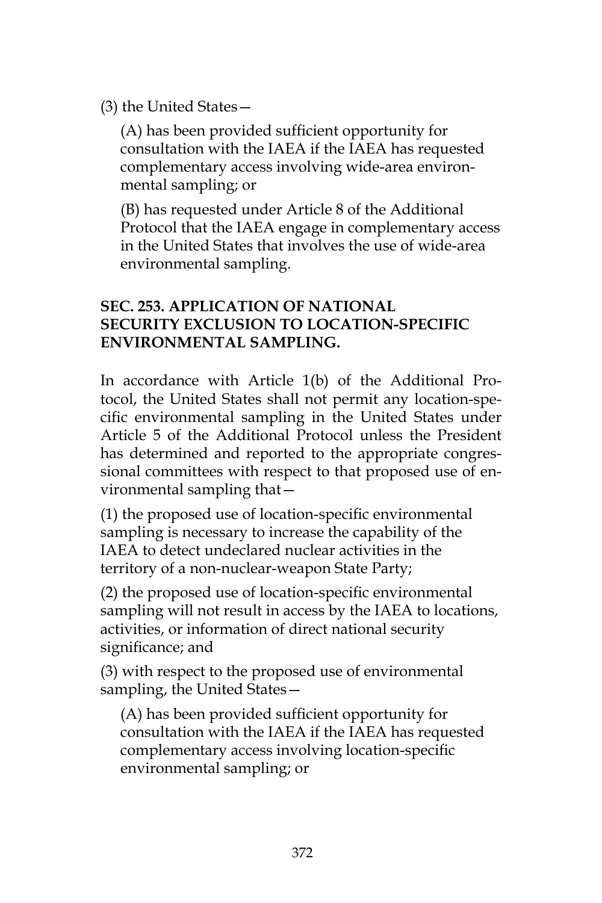(3) the United States—

(A) has been provided sufficient opportunity for consultation with the IAEA if the IAEA has requested complementary access involving wide-area environmental sampling; or

(B) has requested under Article 8 of the Additional Protocol that the IAEA engage in complementary access in the United States that involves the use of wide-area environmental sampling.

### SEC. 253. APPLICATION OF NATIONAL SECURITY EXCLUSION TO LOCATION-SPECIFIC ENVIRONMENTAL SAMPLING.

In accordance with Article 1(b) of the Additional Protocol, the United States shall not permit any location-specific environmental sampling in the United States under Article 5 of the Additional Protocol unless the President has determined and reported to the appropriate congressional committees with respect to that proposed use of environmental sampling that—

(1) the proposed use of location-specific environmental sampling is necessary to increase the capability of the IAEA to detect undeclared nuclear activities in the territory of a non-nuclear-weapon State Party;

(2) the proposed use of location-specific environmental sampling will not result in access by the IAEA to locations, activities, or information of direct national security significance; and

(3) with respect to the proposed use of environmental sampling, the United States—

(A) has been provided sufficient opportunity for consultation with the IAEA if the IAEA has requested complementary access involving location-specific environmental sampling; or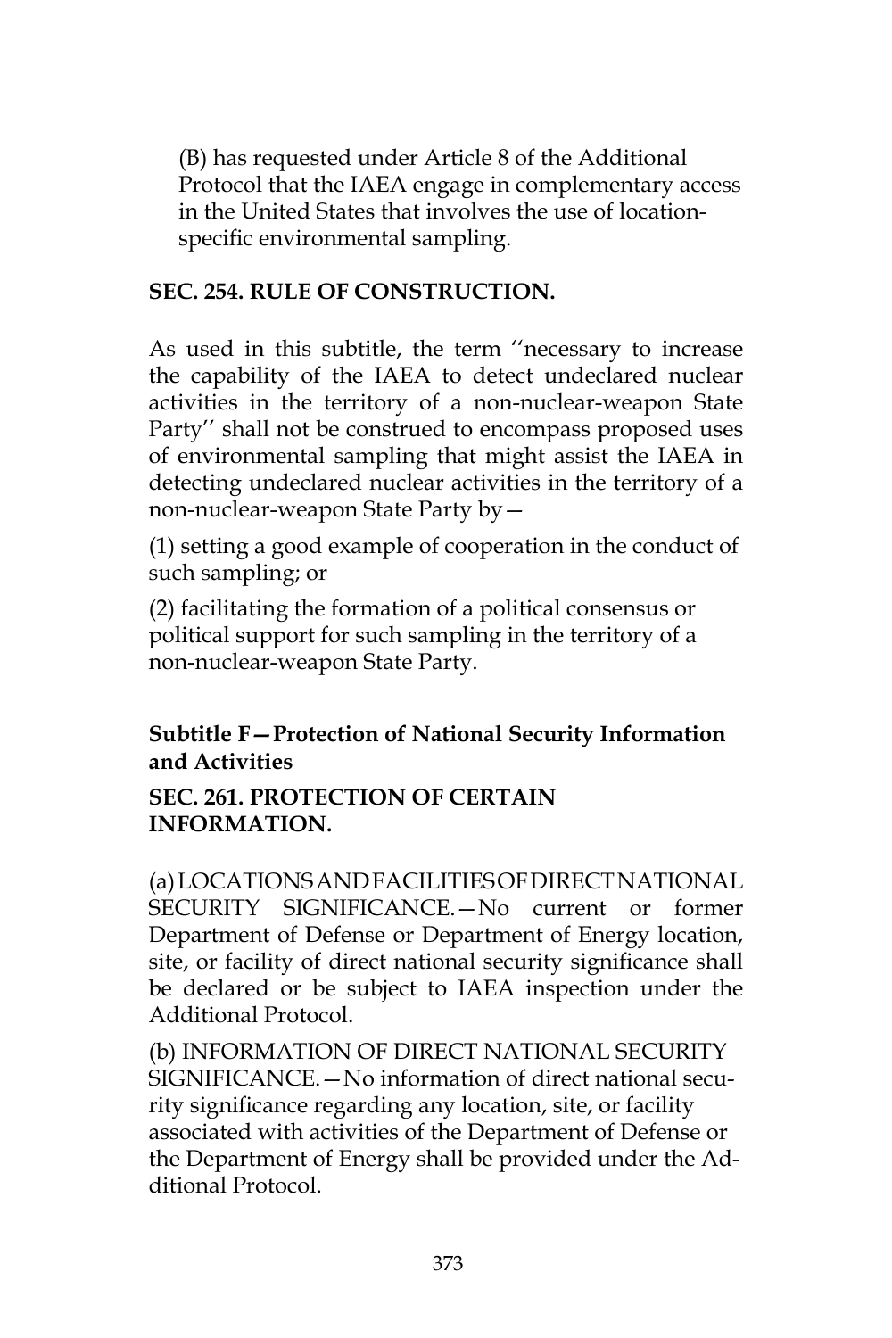(B) has requested under Article 8 of the Additional Protocol that the IAEA engage in complementary access in the United States that involves the use of location-specific environmental sampling.

### SEC. 254. RULE OF CONSTRUCTION.

As used in this subtitle, the term ''necessary to increase the capability of the IAEA to detect undeclared nuclear activities in the territory of a non-nuclear-weapon State Party'' shall not be construed to encompass proposed uses of environmental sampling that might assist the IAEA in detecting undeclared nuclear activities in the territory of a non-nuclear-weapon State Party by—

(1) setting a good example of cooperation in the conduct of such sampling; or

(2) facilitating the formation of a political consensus or political support for such sampling in the territory of a non-nuclear-weapon State Party.

## Subtitle F—Protection of National Security Information and Activities

### SEC. 261. PROTECTION OF CERTAIN INFORMATION.

(a) LOCATIONS AND FACILITIES OF DIRECT NATIONAL SECURITY SIGNIFICANCE.—No current or former Department of Defense or Department of Energy location, site, or facility of direct national security significance shall be declared or be subject to IAEA inspection under the Additional Protocol.

(b) INFORMATION OF DIRECT NATIONAL SECURITY SIGNIFICANCE.—No information of direct national security significance regarding any location, site, or facility associated with activities of the Department of Defense or the Department of Energy shall be provided under the Additional Protocol.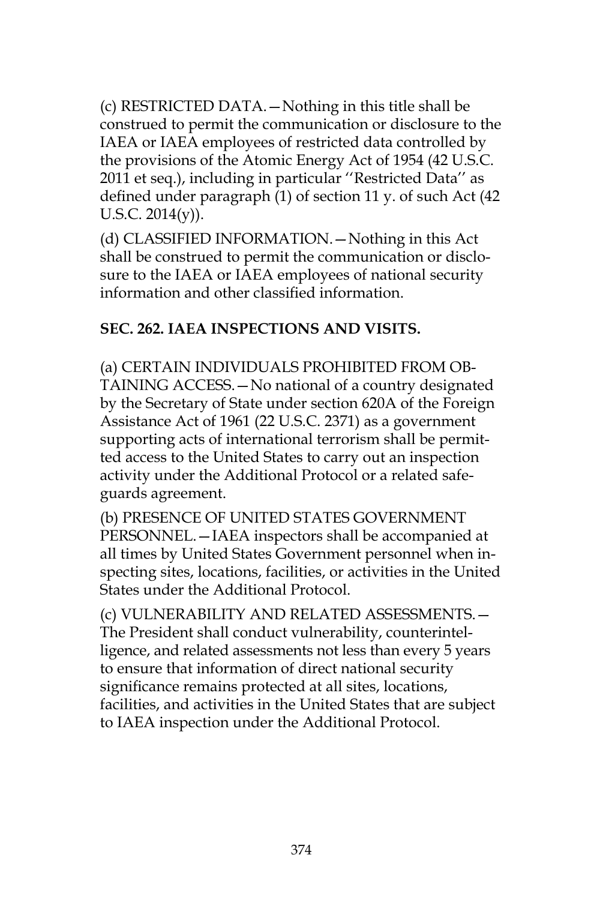(c) RESTRICTED DATA.—Nothing in this title shall be construed to permit the communication or disclosure to the IAEA or IAEA employees of restricted data controlled by the provisions of the Atomic Energy Act of 1954 (42 U.S.C. 2011 et seq.), including in particular ''Restricted Data'' as defined under paragraph (1) of section 11 y. of such Act (42 U.S.C. 2014(y)).

(d) CLASSIFIED INFORMATION.—Nothing in this Act shall be construed to permit the communication or disclosure to the IAEA or IAEA employees of national security information and other classified information.

**SEC. 262. IAEA INSPECTIONS AND VISITS.**

(a) CERTAIN INDIVIDUALS PROHIBITED FROM OBTAINING ACCESS.—No national of a country designated by the Secretary of State under section 620A of the Foreign Assistance Act of 1961 (22 U.S.C. 2371) as a government supporting acts of international terrorism shall be permitted access to the United States to carry out an inspection activity under the Additional Protocol or a related safeguards agreement.

(b) PRESENCE OF UNITED STATES GOVERNMENT PERSONNEL.—IAEA inspectors shall be accompanied at all times by United States Government personnel when inspecting sites, locations, facilities, or activities in the United States under the Additional Protocol.

(c) VULNERABILITY AND RELATED ASSESSMENTS.—The President shall conduct vulnerability, counterintelligence, and related assessments not less than every 5 years to ensure that information of direct national security significance remains protected at all sites, locations, facilities, and activities in the United States that are subject to IAEA inspection under the Additional Protocol.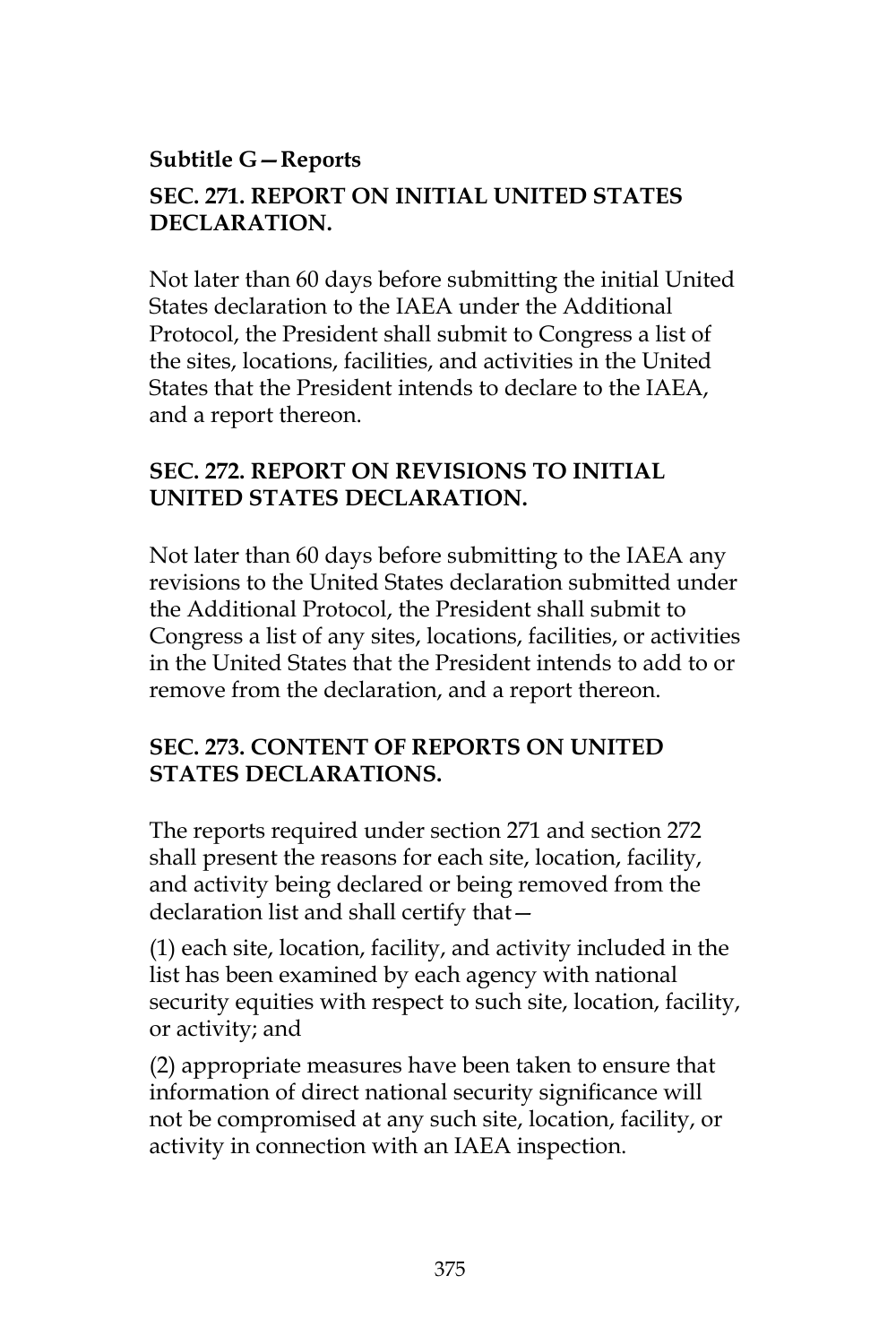### Subtitle G—Reports

## SEC. 271. REPORT ON INITIAL UNITED STATES DECLARATION.

Not later than 60 days before submitting the initial United States declaration to the IAEA under the Additional Protocol, the President shall submit to Congress a list of the sites, locations, facilities, and activities in the United States that the President intends to declare to the IAEA, and a report thereon.

## SEC. 272. REPORT ON REVISIONS TO INITIAL UNITED STATES DECLARATION.

Not later than 60 days before submitting to the IAEA any revisions to the United States declaration submitted under the Additional Protocol, the President shall submit to Congress a list of any sites, locations, facilities, or activities in the United States that the President intends to add to or remove from the declaration, and a report thereon.

## SEC. 273. CONTENT OF REPORTS ON UNITED STATES DECLARATIONS.

The reports required under section 271 and section 272 shall present the reasons for each site, location, facility, and activity being declared or being removed from the declaration list and shall certify that—

(1) each site, location, facility, and activity included in the list has been examined by each agency with national security equities with respect to such site, location, facility, or activity; and

(2) appropriate measures have been taken to ensure that information of direct national security significance will not be compromised at any such site, location, facility, or activity in connection with an IAEA inspection.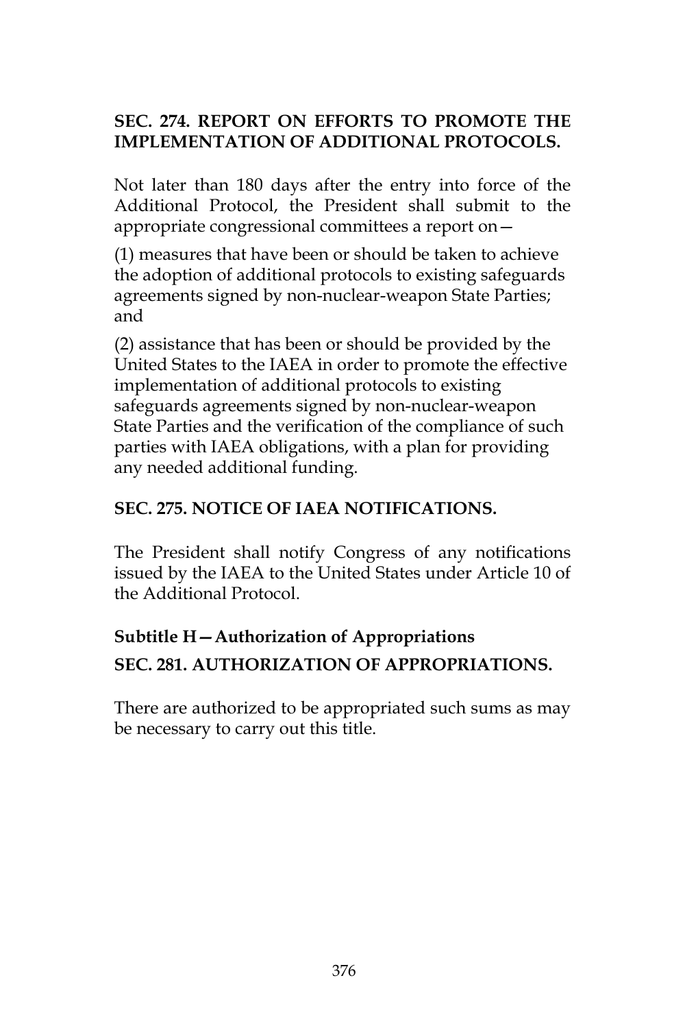### SEC. 274. REPORT ON EFFORTS TO PROMOTE THE IMPLEMENTATION OF ADDITIONAL PROTOCOLS.

Not later than 180 days after the entry into force of the Additional Protocol, the President shall submit to the appropriate congressional committees a report on—

(1) measures that have been or should be taken to achieve the adoption of additional protocols to existing safeguards agreements signed by non-nuclear-weapon State Parties; and

(2) assistance that has been or should be provided by the United States to the IAEA in order to promote the effective implementation of additional protocols to existing safeguards agreements signed by non-nuclear-weapon State Parties and the verification of the compliance of such parties with IAEA obligations, with a plan for providing any needed additional funding.

### SEC. 275. NOTICE OF IAEA NOTIFICATIONS.

The President shall notify Congress of any notifications issued by the IAEA to the United States under Article 10 of the Additional Protocol.

## Subtitle H—Authorization of Appropriations

### SEC. 281. AUTHORIZATION OF APPROPRIATIONS.

There are authorized to be appropriated such sums as may be necessary to carry out this title.